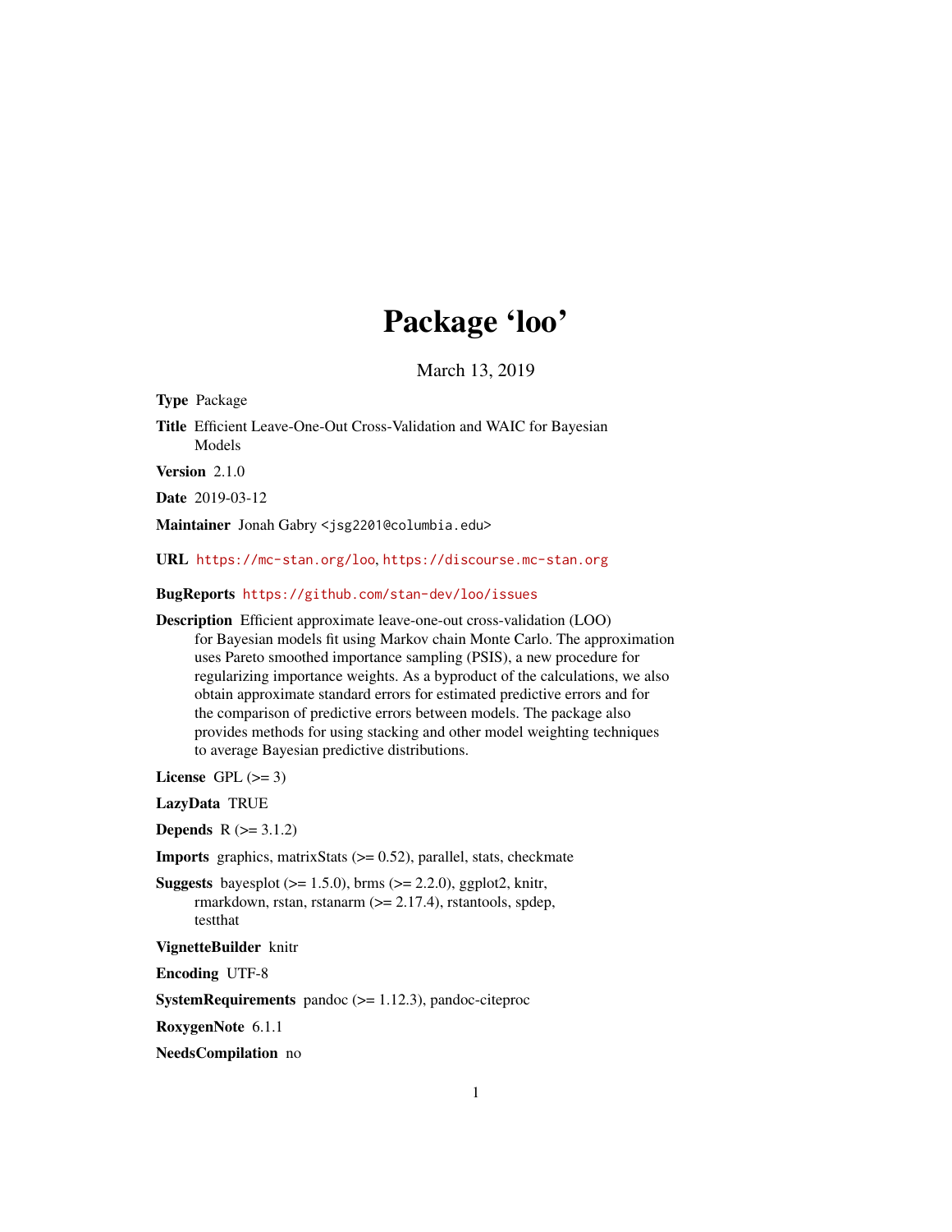# Package 'loo'

March 13, 2019

**Type** Package

**Title** Efficient Leave-One-Out Cross-Validation and WAIC for Bayesian Models

**Version** 2.1.0

**Date** 2019-03-12

**Maintainer** Jonah Gabry <jsg2201@columbia.edu>

**URL** https://mc-stan.org/loo, https://discourse.mc-stan.org

**BugReports** https://github.com/stan-dev/loo/issues

**Description** Efficient approximate leave-one-out cross-validation (LOO) for Bayesian models fit using Markov chain Monte Carlo. The approximation uses Pareto smoothed importance sampling (PSIS), a new procedure for regularizing importance weights. As a byproduct of the calculations, we also obtain approximate standard errors for estimated predictive errors and for the comparison of predictive errors between models. The package also provides methods for using stacking and other model weighting techniques to average Bayesian predictive distributions.

**License** GPL (>= 3)

**LazyData** TRUE

**Depends** R (>= 3.1.2)

**Imports** graphics, matrixStats (>= 0.52), parallel, stats, checkmate

**Suggests** bayesplot (>= 1.5.0), brms (>= 2.2.0), ggplot2, knitr, rmarkdown, rstan, rstanarm (>= 2.17.4), rstantools, spdep, testthat

**VignetteBuilder** knitr

**Encoding** UTF-8

**SystemRequirements** pandoc (>= 1.12.3), pandoc-citeproc

**RoxygenNote** 6.1.1

**NeedsCompilation** no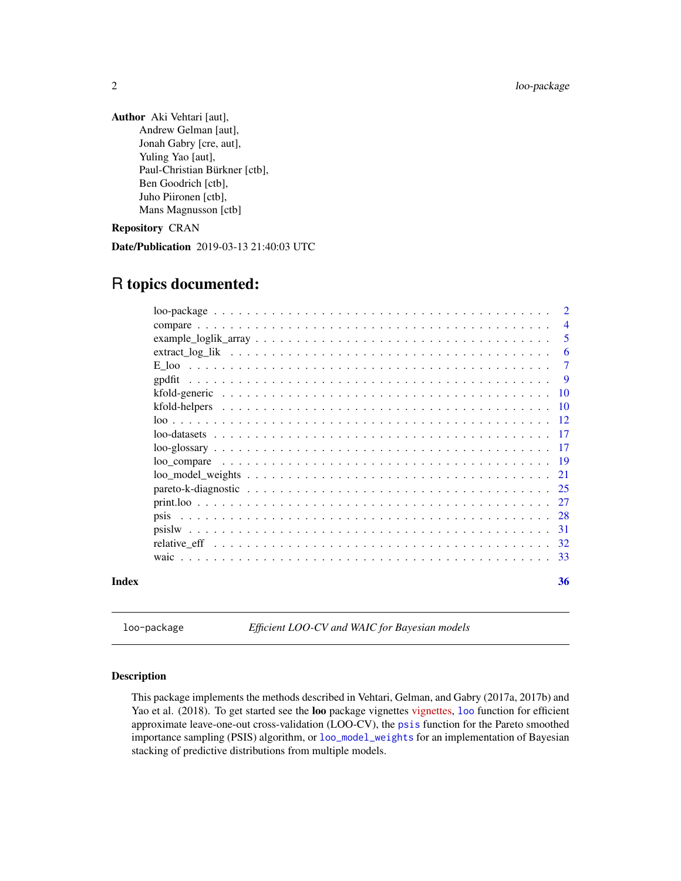**Author** Aki Vehtari [aut],
Andrew Gelman [aut],
Jonah Gabry [cre, aut],
Yuling Yao [aut],
Paul-Christian Bürkner [ctb],
Ben Goodrich [ctb],
Juho Piironen [ctb],
Mans Magnusson [ctb]

**Repository** CRAN

**Date/Publication** 2019-03-13 21:40:03 UTC

# R topics documented:

| | |
|---|---|
| loo-package | 2 |
| compare | 4 |
| example_loglik_array | 5 |
| extract_log_lik | 6 |
| E_loo | 7 |
| gpdfit | 9 |
| kfold-generic | 10 |
| kfold-helpers | 10 |
| loo | 12 |
| loo-datasets | 17 |
| loo-glossary | 17 |
| loo_compare | 19 |
| loo_model_weights | 21 |
| pareto-k-diagnostic | 25 |
| print.loo | 27 |
| psis | 28 |
| psislw | 31 |
| relative_eff | 32 |
| waic | 33 |
| **Index** | **36** |

---

`loo-package` *Efficient LOO-CV and WAIC for Bayesian models*

---

## Description

This package implements the methods described in Vehtari, Gelman, and Gabry (2017a, 2017b) and Yao et al. (2018). To get started see the **loo** package vignettes, `loo` function for efficient approximate leave-one-out cross-validation (LOO-CV), the `psis` function for the Pareto smoothed importance sampling (PSIS) algorithm, or `loo_model_weights` for an implementation of Bayesian stacking of predictive distributions from multiple models.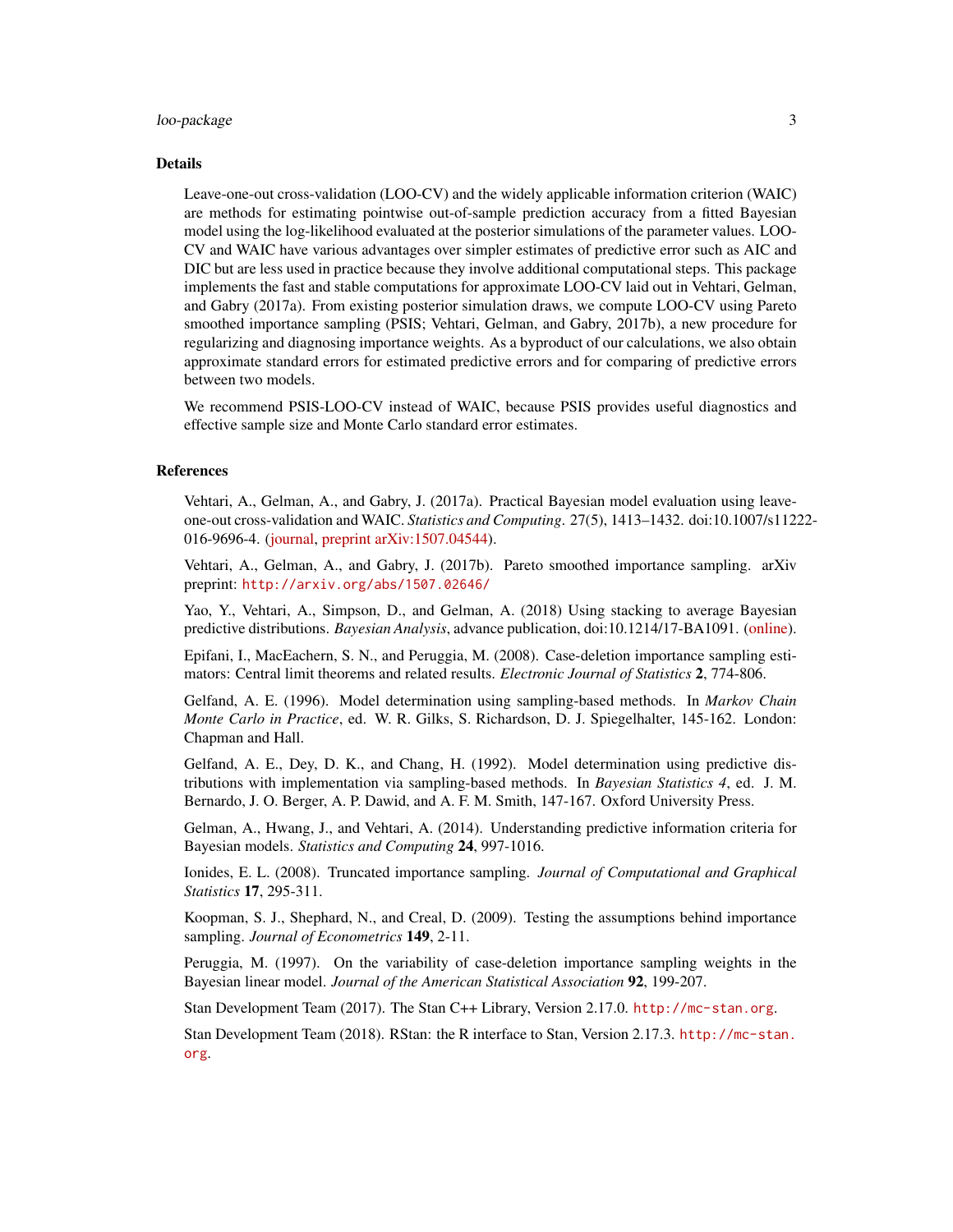## Details

Leave-one-out cross-validation (LOO-CV) and the widely applicable information criterion (WAIC) are methods for estimating pointwise out-of-sample prediction accuracy from a fitted Bayesian model using the log-likelihood evaluated at the posterior simulations of the parameter values. LOO-CV and WAIC have various advantages over simpler estimates of predictive error such as AIC and DIC but are less used in practice because they involve additional computational steps. This package implements the fast and stable computations for approximate LOO-CV laid out in Vehtari, Gelman, and Gabry (2017a). From existing posterior simulation draws, we compute LOO-CV using Pareto smoothed importance sampling (PSIS; Vehtari, Gelman, and Gabry, 2017b), a new procedure for regularizing and diagnosing importance weights. As a byproduct of our calculations, we also obtain approximate standard errors for estimated predictive errors and for comparing of predictive errors between two models.

We recommend PSIS-LOO-CV instead of WAIC, because PSIS provides useful diagnostics and effective sample size and Monte Carlo standard error estimates.

## References

Vehtari, A., Gelman, A., and Gabry, J. (2017a). Practical Bayesian model evaluation using leave-one-out cross-validation and WAIC. *Statistics and Computing*. 27(5), 1413–1432. doi:10.1007/s11222-016-9696-4. (journal, preprint arXiv:1507.04544).

Vehtari, A., Gelman, A., and Gabry, J. (2017b). Pareto smoothed importance sampling. arXiv preprint: `http://arxiv.org/abs/1507.02646/`

Yao, Y., Vehtari, A., Simpson, D., and Gelman, A. (2018) Using stacking to average Bayesian predictive distributions. *Bayesian Analysis*, advance publication, doi:10.1214/17-BA1091. (online).

Epifani, I., MacEachern, S. N., and Peruggia, M. (2008). Case-deletion importance sampling estimators: Central limit theorems and related results. *Electronic Journal of Statistics* **2**, 774-806.

Gelfand, A. E. (1996). Model determination using sampling-based methods. In *Markov Chain Monte Carlo in Practice*, ed. W. R. Gilks, S. Richardson, D. J. Spiegelhalter, 145-162. London: Chapman and Hall.

Gelfand, A. E., Dey, D. K., and Chang, H. (1992). Model determination using predictive distributions with implementation via sampling-based methods. In *Bayesian Statistics 4*, ed. J. M. Bernardo, J. O. Berger, A. P. Dawid, and A. F. M. Smith, 147-167. Oxford University Press.

Gelman, A., Hwang, J., and Vehtari, A. (2014). Understanding predictive information criteria for Bayesian models. *Statistics and Computing* **24**, 997-1016.

Ionides, E. L. (2008). Truncated importance sampling. *Journal of Computational and Graphical Statistics* **17**, 295-311.

Koopman, S. J., Shephard, N., and Creal, D. (2009). Testing the assumptions behind importance sampling. *Journal of Econometrics* **149**, 2-11.

Peruggia, M. (1997). On the variability of case-deletion importance sampling weights in the Bayesian linear model. *Journal of the American Statistical Association* **92**, 199-207.

Stan Development Team (2017). The Stan C++ Library, Version 2.17.0. `http://mc-stan.org`.

Stan Development Team (2018). RStan: the R interface to Stan, Version 2.17.3. `http://mc-stan.org`.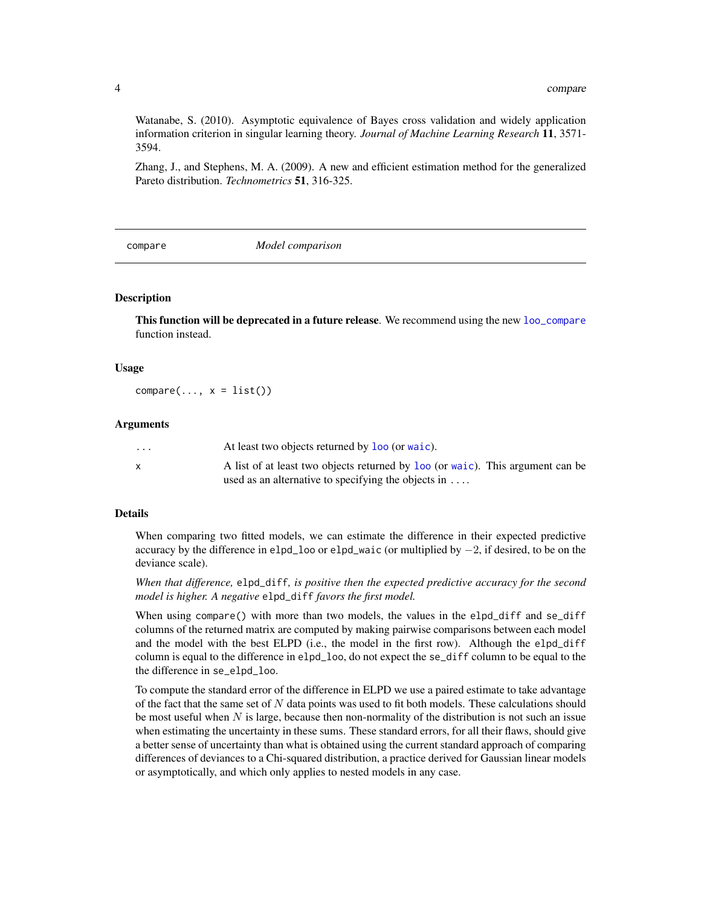Watanabe, S. (2010). Asymptotic equivalence of Bayes cross validation and widely application information criterion in singular learning theory. *Journal of Machine Learning Research* **11**, 3571-3594.

Zhang, J., and Stephens, M. A. (2009). A new and efficient estimation method for the generalized Pareto distribution. *Technometrics* **51**, 316-325.

---

## compare — *Model comparison*

---

### Description

**This function will be deprecated in a future release**. We recommend using the new `loo_compare` function instead.

### Usage

```
compare(..., x = list())
```

### Arguments

| | |
|---|---|
| `...` | At least two objects returned by `loo` (or `waic`). |
| `x` | A list of at least two objects returned by `loo` (or `waic`). This argument can be used as an alternative to specifying the objects in `...`. |

### Details

When comparing two fitted models, we can estimate the difference in their expected predictive accuracy by the difference in `elpd_loo` or `elpd_waic` (or multiplied by $-2$, if desired, to be on the deviance scale).

*When that difference,* `elpd_diff`*, is positive then the expected predictive accuracy for the second model is higher. A negative* `elpd_diff` *favors the first model.*

When using `compare()` with more than two models, the values in the `elpd_diff` and `se_diff` columns of the returned matrix are computed by making pairwise comparisons between each model and the model with the best ELPD (i.e., the model in the first row). Although the `elpd_diff` column is equal to the difference in `elpd_loo`, do not expect the `se_diff` column to be equal to the the difference in `se_elpd_loo`.

To compute the standard error of the difference in ELPD we use a paired estimate to take advantage of the fact that the same set of $N$ data points was used to fit both models. These calculations should be most useful when $N$ is large, because then non-normality of the distribution is not such an issue when estimating the uncertainty in these sums. These standard errors, for all their flaws, should give a better sense of uncertainty than what is obtained using the current standard approach of comparing differences of deviances to a Chi-squared distribution, a practice derived for Gaussian linear models or asymptotically, and which only applies to nested models in any case.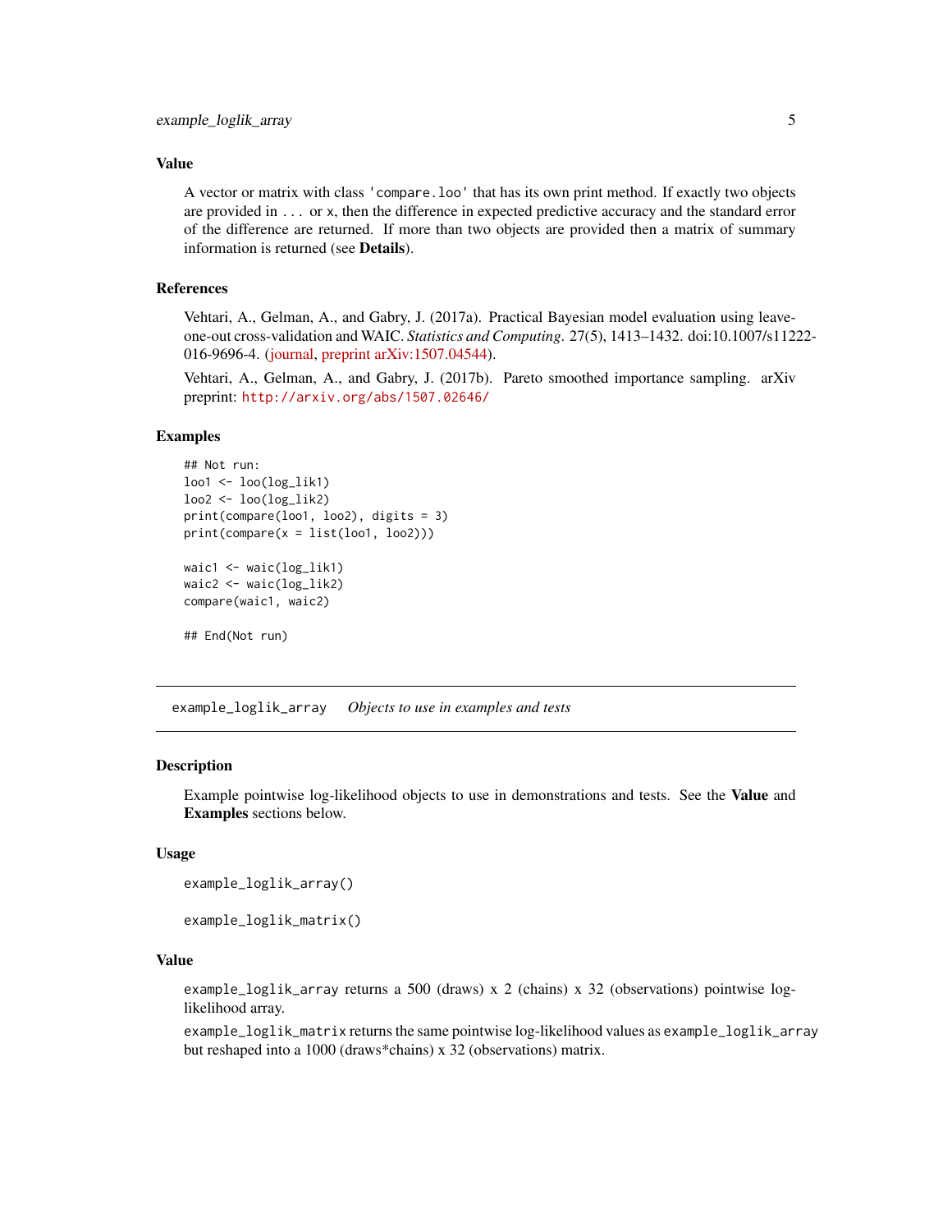### Value

A vector or matrix with class 'compare.loo' that has its own print method. If exactly two objects are provided in ... or x, then the difference in expected predictive accuracy and the standard error of the difference are returned. If more than two objects are provided then a matrix of summary information is returned (see **Details**).

### References

Vehtari, A., Gelman, A., and Gabry, J. (2017a). Practical Bayesian model evaluation using leave-one-out cross-validation and WAIC. *Statistics and Computing*. 27(5), 1413–1432. doi:10.1007/s11222-016-9696-4. (journal, preprint arXiv:1507.04544).

Vehtari, A., Gelman, A., and Gabry, J. (2017b). Pareto smoothed importance sampling. arXiv preprint: http://arxiv.org/abs/1507.02646/

### Examples

```
## Not run:
loo1 <- loo(log_lik1)
loo2 <- loo(log_lik2)
print(compare(loo1, loo2), digits = 3)
print(compare(x = list(loo1, loo2)))

waic1 <- waic(log_lik1)
waic2 <- waic(log_lik2)
compare(waic1, waic2)

## End(Not run)
```

---

## example_loglik_array &nbsp;&nbsp; *Objects to use in examples and tests*

### Description

Example pointwise log-likelihood objects to use in demonstrations and tests. See the **Value** and **Examples** sections below.

### Usage

```
example_loglik_array()

example_loglik_matrix()
```

### Value

`example_loglik_array` returns a 500 (draws) x 2 (chains) x 32 (observations) pointwise log-likelihood array.

`example_loglik_matrix` returns the same pointwise log-likelihood values as `example_loglik_array` but reshaped into a 1000 (draws*chains) x 32 (observations) matrix.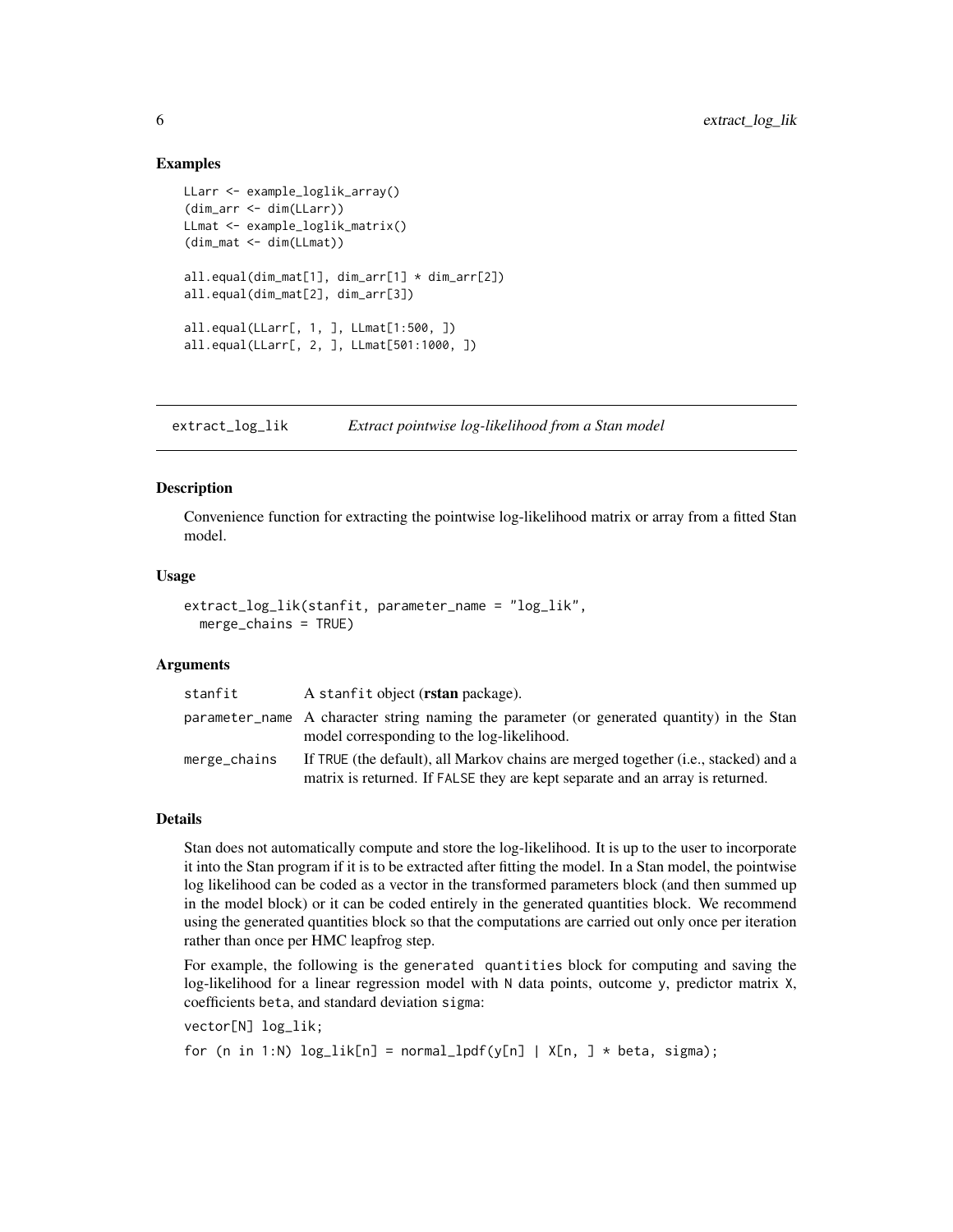### Examples

```
LLarr <- example_loglik_array()
(dim_arr <- dim(LLarr))
LLmat <- example_loglik_matrix()
(dim_mat <- dim(LLmat))

all.equal(dim_mat[1], dim_arr[1] * dim_arr[2])
all.equal(dim_mat[2], dim_arr[3])

all.equal(LLarr[, 1, ], LLmat[1:500, ])
all.equal(LLarr[, 2, ], LLmat[501:1000, ])
```

---

## extract_log_lik — *Extract pointwise log-likelihood from a Stan model*

---

### Description

Convenience function for extracting the pointwise log-likelihood matrix or array from a fitted Stan model.

### Usage

```
extract_log_lik(stanfit, parameter_name = "log_lik",
  merge_chains = TRUE)
```

### Arguments

| | |
|---|---|
| stanfit | A stanfit object (**rstan** package). |
| parameter_name | A character string naming the parameter (or generated quantity) in the Stan model corresponding to the log-likelihood. |
| merge_chains | If TRUE (the default), all Markov chains are merged together (i.e., stacked) and a matrix is returned. If FALSE they are kept separate and an array is returned. |

### Details

Stan does not automatically compute and store the log-likelihood. It is up to the user to incorporate it into the Stan program if it is to be extracted after fitting the model. In a Stan model, the pointwise log likelihood can be coded as a vector in the transformed parameters block (and then summed up in the model block) or it can be coded entirely in the generated quantities block. We recommend using the generated quantities block so that the computations are carried out only once per iteration rather than once per HMC leapfrog step.

For example, the following is the `generated quantities` block for computing and saving the log-likelihood for a linear regression model with `N` data points, outcome `y`, predictor matrix `X`, coefficients `beta`, and standard deviation `sigma`:

```
vector[N] log_lik;

for (n in 1:N) log_lik[n] = normal_lpdf(y[n] | X[n, ] * beta, sigma);
```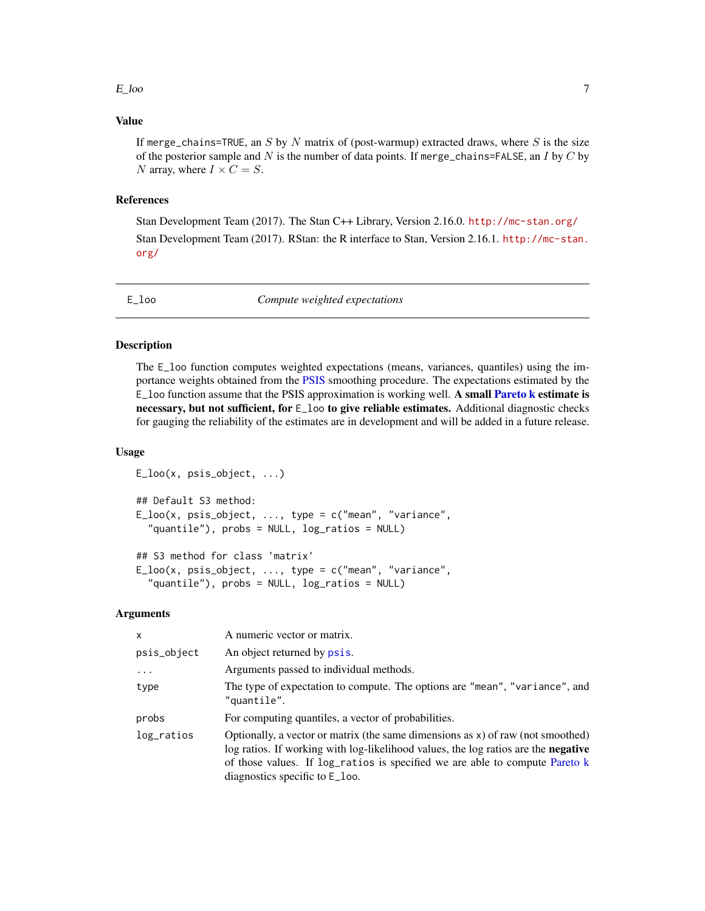## Value

If `merge_chains=TRUE`, an $S$ by $N$ matrix of (post-warmup) extracted draws, where $S$ is the size of the posterior sample and $N$ is the number of data points. If `merge_chains=FALSE`, an $I$ by $C$ by $N$ array, where $I \times C = S$.

## References

Stan Development Team (2017). The Stan C++ Library, Version 2.16.0. http://mc-stan.org/

Stan Development Team (2017). RStan: the R interface to Stan, Version 2.16.1. http://mc-stan.org/

---

# E_loo — *Compute weighted expectations*

---

## Description

The `E_loo` function computes weighted expectations (means, variances, quantiles) using the importance weights obtained from the PSIS smoothing procedure. The expectations estimated by the `E_loo` function assume that the PSIS approximation is working well. **A small Pareto k estimate is necessary, but not sufficient, for `E_loo` to give reliable estimates.** Additional diagnostic checks for gauging the reliability of the estimates are in development and will be added in a future release.

## Usage

```
E_loo(x, psis_object, ...)

## Default S3 method:
E_loo(x, psis_object, ..., type = c("mean", "variance",
  "quantile"), probs = NULL, log_ratios = NULL)

## S3 method for class 'matrix'
E_loo(x, psis_object, ..., type = c("mean", "variance",
  "quantile"), probs = NULL, log_ratios = NULL)
```

## Arguments

| | |
|---|---|
| `x` | A numeric vector or matrix. |
| `psis_object` | An object returned by `psis`. |
| `...` | Arguments passed to individual methods. |
| `type` | The type of expectation to compute. The options are `"mean"`, `"variance"`, and `"quantile"`. |
| `probs` | For computing quantiles, a vector of probabilities. |
| `log_ratios` | Optionally, a vector or matrix (the same dimensions as `x`) of raw (not smoothed) log ratios. If working with log-likelihood values, the log ratios are the **negative** of those values. If `log_ratios` is specified we are able to compute Pareto k diagnostics specific to `E_loo`. |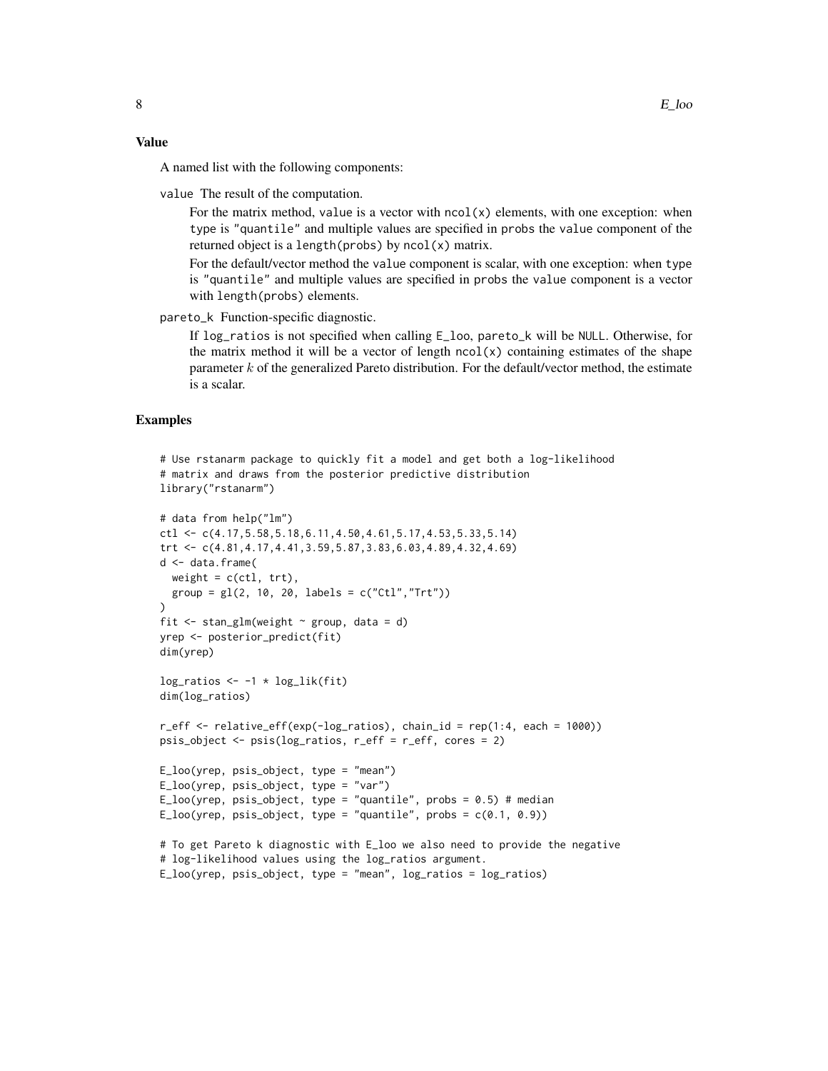## Value

A named list with the following components:

`value` The result of the computation.

For the matrix method, `value` is a vector with `ncol(x)` elements, with one exception: when `type` is `"quantile"` and multiple values are specified in `probs` the `value` component of the returned object is a `length(probs)` by `ncol(x)` matrix.

For the default/vector method the `value` component is scalar, with one exception: when `type` is `"quantile"` and multiple values are specified in `probs` the `value` component is a vector with `length(probs)` elements.

`pareto_k` Function-specific diagnostic.

If `log_ratios` is not specified when calling `E_loo`, `pareto_k` will be `NULL`. Otherwise, for the matrix method it will be a vector of length `ncol(x)` containing estimates of the shape parameter $k$ of the generalized Pareto distribution. For the default/vector method, the estimate is a scalar.

## Examples

```
# Use rstanarm package to quickly fit a model and get both a log-likelihood
# matrix and draws from the posterior predictive distribution
library("rstanarm")

# data from help("lm")
ctl <- c(4.17,5.58,5.18,6.11,4.50,4.61,5.17,4.53,5.33,5.14)
trt <- c(4.81,4.17,4.41,3.59,5.87,3.83,6.03,4.89,4.32,4.69)
d <- data.frame(
  weight = c(ctl, trt),
  group = gl(2, 10, 20, labels = c("Ctl","Trt"))
)
fit <- stan_glm(weight ~ group, data = d)
yrep <- posterior_predict(fit)
dim(yrep)

log_ratios <- -1 * log_lik(fit)
dim(log_ratios)

r_eff <- relative_eff(exp(-log_ratios), chain_id = rep(1:4, each = 1000))
psis_object <- psis(log_ratios, r_eff = r_eff, cores = 2)

E_loo(yrep, psis_object, type = "mean")
E_loo(yrep, psis_object, type = "var")
E_loo(yrep, psis_object, type = "quantile", probs = 0.5) # median
E_loo(yrep, psis_object, type = "quantile", probs = c(0.1, 0.9))

# To get Pareto k diagnostic with E_loo we also need to provide the negative
# log-likelihood values using the log_ratios argument.
E_loo(yrep, psis_object, type = "mean", log_ratios = log_ratios)
```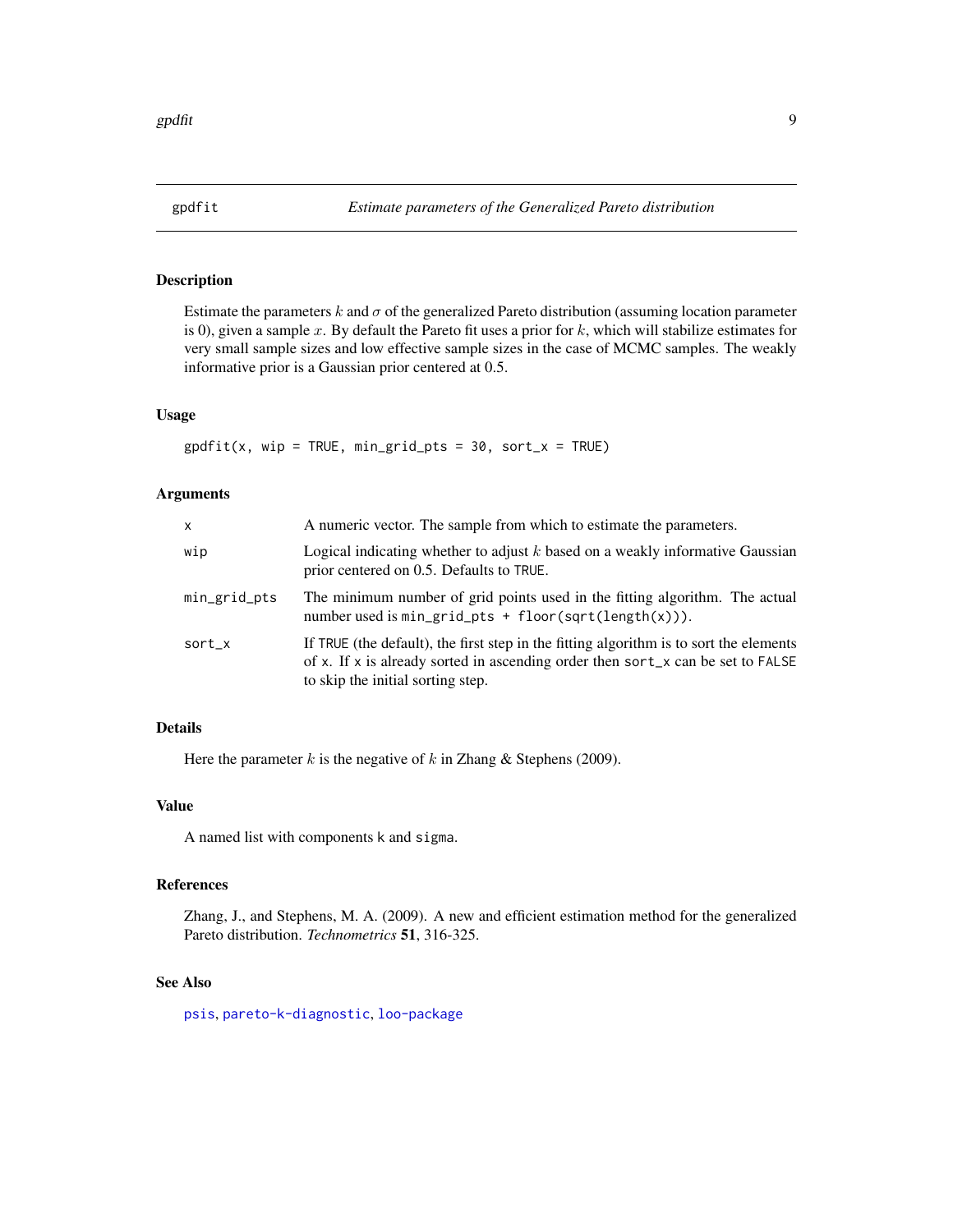# gpdfit — *Estimate parameters of the Generalized Pareto distribution*

## Description

Estimate the parameters $k$ and $\sigma$ of the generalized Pareto distribution (assuming location parameter is 0), given a sample $x$. By default the Pareto fit uses a prior for $k$, which will stabilize estimates for very small sample sizes and low effective sample sizes in the case of MCMC samples. The weakly informative prior is a Gaussian prior centered at 0.5.

## Usage

```
gpdfit(x, wip = TRUE, min_grid_pts = 30, sort_x = TRUE)
```

## Arguments

| | |
|---|---|
| `x` | A numeric vector. The sample from which to estimate the parameters. |
| `wip` | Logical indicating whether to adjust $k$ based on a weakly informative Gaussian prior centered on 0.5. Defaults to `TRUE`. |
| `min_grid_pts` | The minimum number of grid points used in the fitting algorithm. The actual number used is `min_grid_pts + floor(sqrt(length(x)))`. |
| `sort_x` | If `TRUE` (the default), the first step in the fitting algorithm is to sort the elements of `x`. If `x` is already sorted in ascending order then `sort_x` can be set to `FALSE` to skip the initial sorting step. |

## Details

Here the parameter $k$ is the negative of $k$ in Zhang & Stephens (2009).

## Value

A named list with components `k` and `sigma`.

## References

Zhang, J., and Stephens, M. A. (2009). A new and efficient estimation method for the generalized Pareto distribution. *Technometrics* **51**, 316-325.

## See Also

`psis`, `pareto-k-diagnostic`, `loo-package`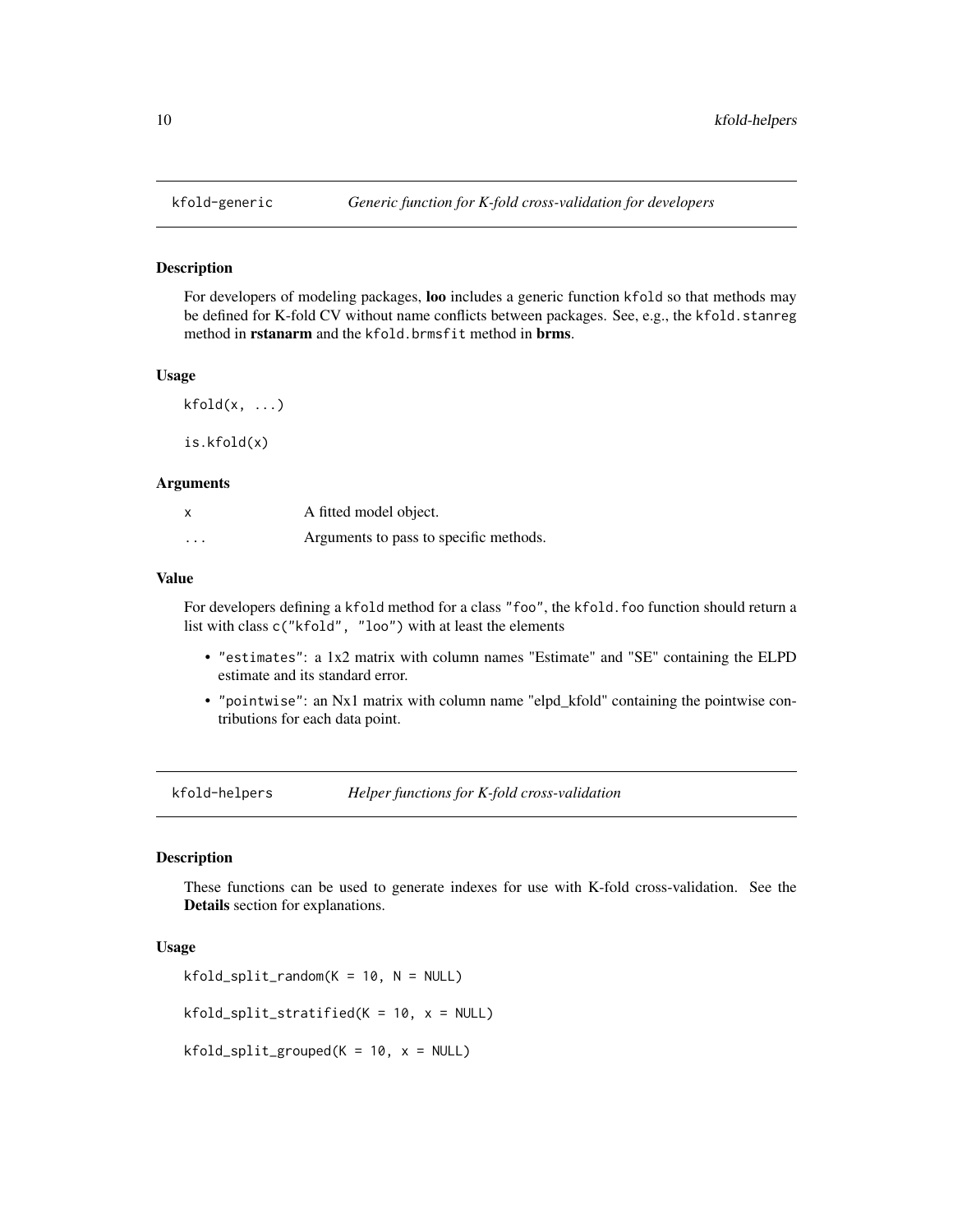## kfold-generic *Generic function for K-fold cross-validation for developers*

### Description

For developers of modeling packages, **loo** includes a generic function `kfold` so that methods may be defined for K-fold CV without name conflicts between packages. See, e.g., the `kfold.stanreg` method in **rstanarm** and the `kfold.brmsfit` method in **brms**.

### Usage

```
kfold(x, ...)

is.kfold(x)
```

### Arguments

| | |
|---|---|
| `x` | A fitted model object. |
| `...` | Arguments to pass to specific methods. |

### Value

For developers defining a `kfold` method for a class `"foo"`, the `kfold.foo` function should return a list with class `c("kfold", "loo")` with at least the elements

- `"estimates"`: a 1x2 matrix with column names "Estimate" and "SE" containing the ELPD estimate and its standard error.
- `"pointwise"`: an Nx1 matrix with column name "elpd_kfold" containing the pointwise contributions for each data point.

## kfold-helpers *Helper functions for K-fold cross-validation*

### Description

These functions can be used to generate indexes for use with K-fold cross-validation. See the **Details** section for explanations.

### Usage

```
kfold_split_random(K = 10, N = NULL)

kfold_split_stratified(K = 10, x = NULL)

kfold_split_grouped(K = 10, x = NULL)
```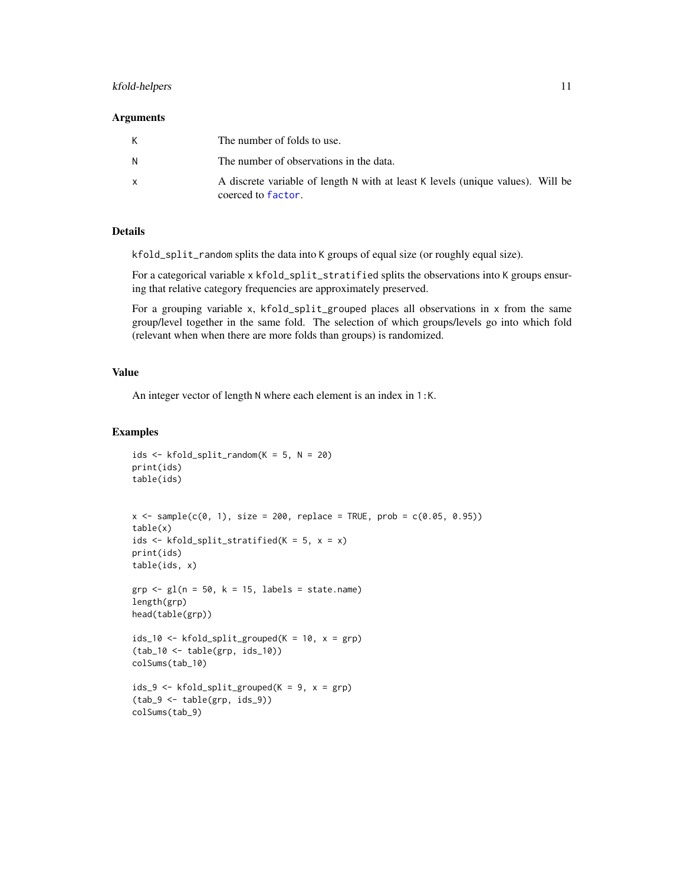### Arguments

| | |
|---|---|
| K | The number of folds to use. |
| N | The number of observations in the data. |
| x | A discrete variable of length N with at least K levels (unique values). Will be coerced to factor. |

### Details

kfold_split_random splits the data into K groups of equal size (or roughly equal size).

For a categorical variable x kfold_split_stratified splits the observations into K groups ensuring that relative category frequencies are approximately preserved.

For a grouping variable x, kfold_split_grouped places all observations in x from the same group/level together in the same fold. The selection of which groups/levels go into which fold (relevant when when there are more folds than groups) is randomized.

### Value

An integer vector of length N where each element is an index in 1:K.

### Examples

```
ids <- kfold_split_random(K = 5, N = 20)
print(ids)
table(ids)


x <- sample(c(0, 1), size = 200, replace = TRUE, prob = c(0.05, 0.95))
table(x)
ids <- kfold_split_stratified(K = 5, x = x)
print(ids)
table(ids, x)

grp <- gl(n = 50, k = 15, labels = state.name)
length(grp)
head(table(grp))

ids_10 <- kfold_split_grouped(K = 10, x = grp)
(tab_10 <- table(grp, ids_10))
colSums(tab_10)

ids_9 <- kfold_split_grouped(K = 9, x = grp)
(tab_9 <- table(grp, ids_9))
colSums(tab_9)
```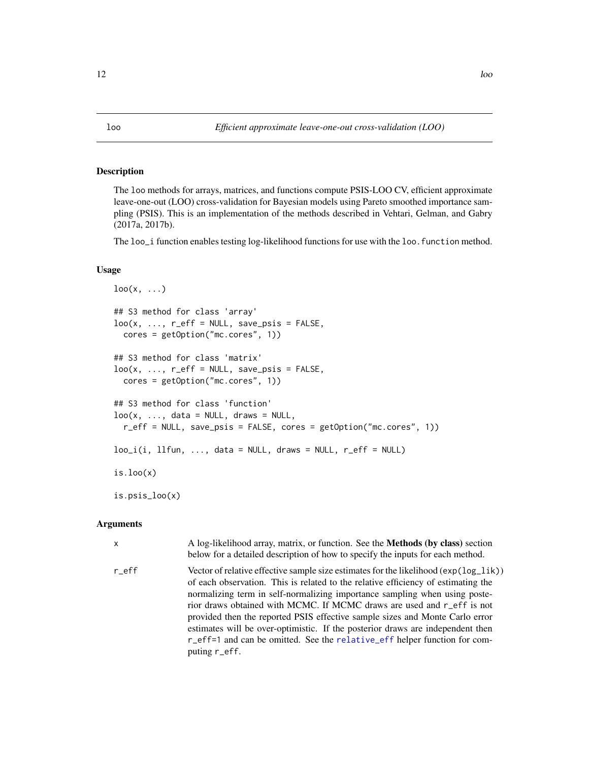loo *Efficient approximate leave-one-out cross-validation (LOO)*

## Description

The `loo` methods for arrays, matrices, and functions compute PSIS-LOO CV, efficient approximate leave-one-out (LOO) cross-validation for Bayesian models using Pareto smoothed importance sampling (PSIS). This is an implementation of the methods described in Vehtari, Gelman, and Gabry (2017a, 2017b).

The `loo_i` function enables testing log-likelihood functions for use with the `loo.function` method.

## Usage

```
loo(x, ...)

## S3 method for class 'array'
loo(x, ..., r_eff = NULL, save_psis = FALSE,
  cores = getOption("mc.cores", 1))

## S3 method for class 'matrix'
loo(x, ..., r_eff = NULL, save_psis = FALSE,
  cores = getOption("mc.cores", 1))

## S3 method for class 'function'
loo(x, ..., data = NULL, draws = NULL,
  r_eff = NULL, save_psis = FALSE, cores = getOption("mc.cores", 1))

loo_i(i, llfun, ..., data = NULL, draws = NULL, r_eff = NULL)

is.loo(x)

is.psis_loo(x)
```

## Arguments

| | |
|---|---|
| x | A log-likelihood array, matrix, or function. See the **Methods (by class)** section below for a detailed description of how to specify the inputs for each method. |
| r_eff | Vector of relative effective sample size estimates for the likelihood (`exp(log_lik)`) of each observation. This is related to the relative efficiency of estimating the normalizing term in self-normalizing importance sampling when using posterior draws obtained with MCMC. If MCMC draws are used and `r_eff` is not provided then the reported PSIS effective sample sizes and Monte Carlo error estimates will be over-optimistic. If the posterior draws are independent then `r_eff=1` and can be omitted. See the `relative_eff` helper function for computing `r_eff`. |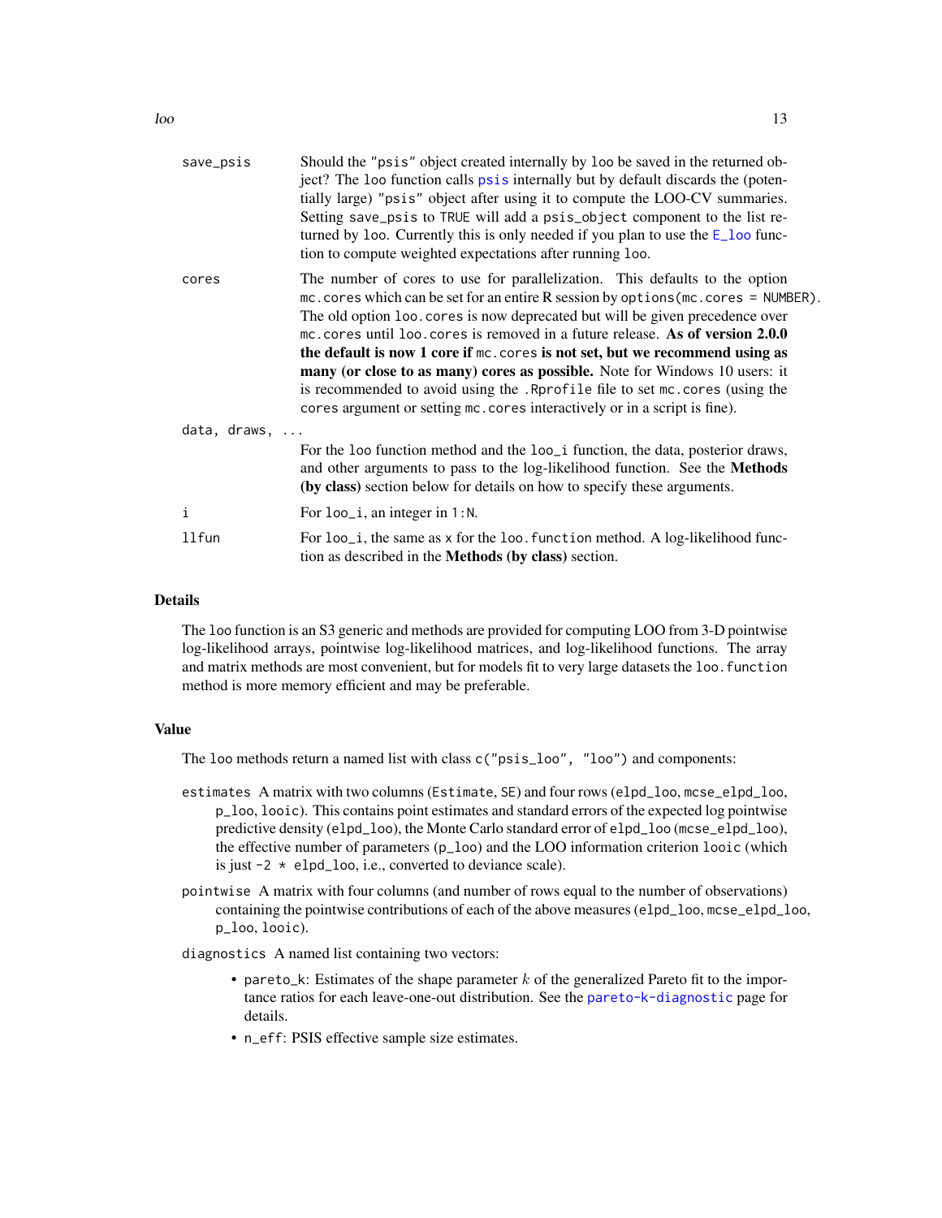save_psis
: Should the "psis" object created internally by loo be saved in the returned object? The loo function calls psis internally but by default discards the (potentially large) "psis" object after using it to compute the LOO-CV summaries. Setting save_psis to TRUE will add a psis_object component to the list returned by loo. Currently this is only needed if you plan to use the E_loo function to compute weighted expectations after running loo.

cores
: The number of cores to use for parallelization. This defaults to the option mc.cores which can be set for an entire R session by options(mc.cores = NUMBER). The old option loo.cores is now deprecated but will be given precedence over mc.cores until loo.cores is removed in a future release. **As of version 2.0.0 the default is now 1 core if mc.cores is not set, but we recommend using as many (or close to as many) cores as possible.** Note for Windows 10 users: it is recommended to avoid using the .Rprofile file to set mc.cores (using the cores argument or setting mc.cores interactively or in a script is fine).

data, draws, ...
: For the loo function method and the loo_i function, the data, posterior draws, and other arguments to pass to the log-likelihood function. See the **Methods (by class)** section below for details on how to specify these arguments.

i
: For loo_i, an integer in 1:N.

llfun
: For loo_i, the same as x for the loo.function method. A log-likelihood function as described in the **Methods (by class)** section.

## Details

The loo function is an S3 generic and methods are provided for computing LOO from 3-D pointwise log-likelihood arrays, pointwise log-likelihood matrices, and log-likelihood functions. The array and matrix methods are most convenient, but for models fit to very large datasets the loo.function method is more memory efficient and may be preferable.

## Value

The loo methods return a named list with class c("psis_loo", "loo") and components:

estimates
: A matrix with two columns (Estimate, SE) and four rows (elpd_loo, mcse_elpd_loo, p_loo, looic). This contains point estimates and standard errors of the expected log pointwise predictive density (elpd_loo), the Monte Carlo standard error of elpd_loo (mcse_elpd_loo), the effective number of parameters (p_loo) and the LOO information criterion looic (which is just -2 * elpd_loo, i.e., converted to deviance scale).

pointwise
: A matrix with four columns (and number of rows equal to the number of observations) containing the pointwise contributions of each of the above measures (elpd_loo, mcse_elpd_loo, p_loo, looic).

diagnostics
: A named list containing two vectors:

  - pareto_k: Estimates of the shape parameter $k$ of the generalized Pareto fit to the importance ratios for each leave-one-out distribution. See the pareto-k-diagnostic page for details.
  - n_eff: PSIS effective sample size estimates.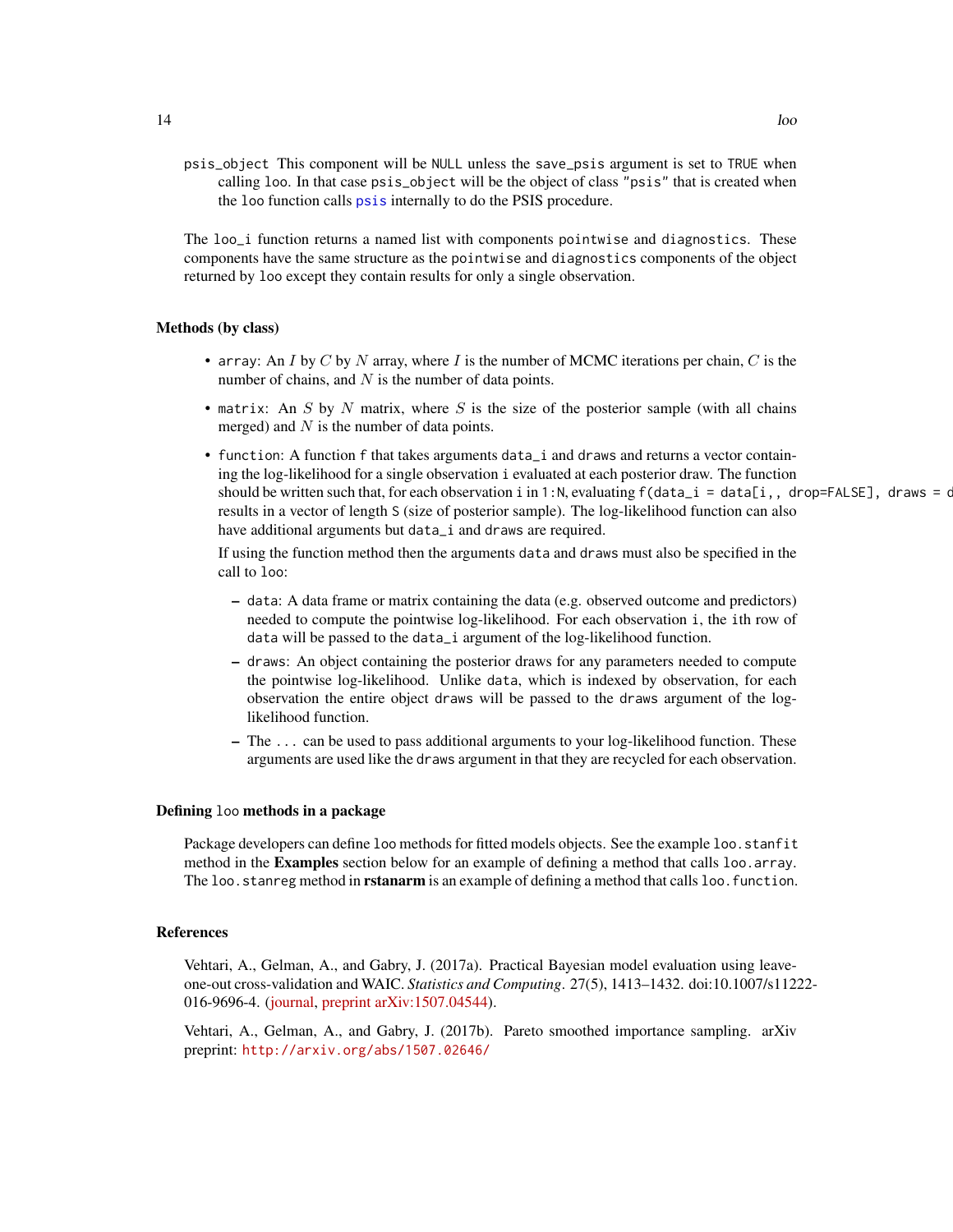psis_object This component will be NULL unless the save_psis argument is set to TRUE when calling loo. In that case psis_object will be the object of class "psis" that is created when the loo function calls psis internally to do the PSIS procedure.

The loo_i function returns a named list with components pointwise and diagnostics. These components have the same structure as the pointwise and diagnostics components of the object returned by loo except they contain results for only a single observation.

### Methods (by class)

- array: An $I$ by $C$ by $N$ array, where $I$ is the number of MCMC iterations per chain, $C$ is the number of chains, and $N$ is the number of data points.
- matrix: An $S$ by $N$ matrix, where $S$ is the size of the posterior sample (with all chains merged) and $N$ is the number of data points.
- function: A function f that takes arguments data_i and draws and returns a vector containing the log-likelihood for a single observation i evaluated at each posterior draw. The function should be written such that, for each observation i in 1:N, evaluating f(data_i = data[i,, drop=FALSE], draws = d results in a vector of length S (size of posterior sample). The log-likelihood function can also have additional arguments but data_i and draws are required.

  If using the function method then the arguments data and draws must also be specified in the call to loo:

  - data: A data frame or matrix containing the data (e.g. observed outcome and predictors) needed to compute the pointwise log-likelihood. For each observation i, the ith row of data will be passed to the data_i argument of the log-likelihood function.
  - draws: An object containing the posterior draws for any parameters needed to compute the pointwise log-likelihood. Unlike data, which is indexed by observation, for each observation the entire object draws will be passed to the draws argument of the log-likelihood function.
  - The ... can be used to pass additional arguments to your log-likelihood function. These arguments are used like the draws argument in that they are recycled for each observation.

### Defining loo methods in a package

Package developers can define loo methods for fitted models objects. See the example loo.stanfit method in the **Examples** section below for an example of defining a method that calls loo.array. The loo.stanreg method in **rstanarm** is an example of defining a method that calls loo.function.

### References

Vehtari, A., Gelman, A., and Gabry, J. (2017a). Practical Bayesian model evaluation using leave-one-out cross-validation and WAIC. *Statistics and Computing*. 27(5), 1413–1432. doi:10.1007/s11222-016-9696-4. (journal, preprint arXiv:1507.04544).

Vehtari, A., Gelman, A., and Gabry, J. (2017b). Pareto smoothed importance sampling. arXiv preprint: http://arxiv.org/abs/1507.02646/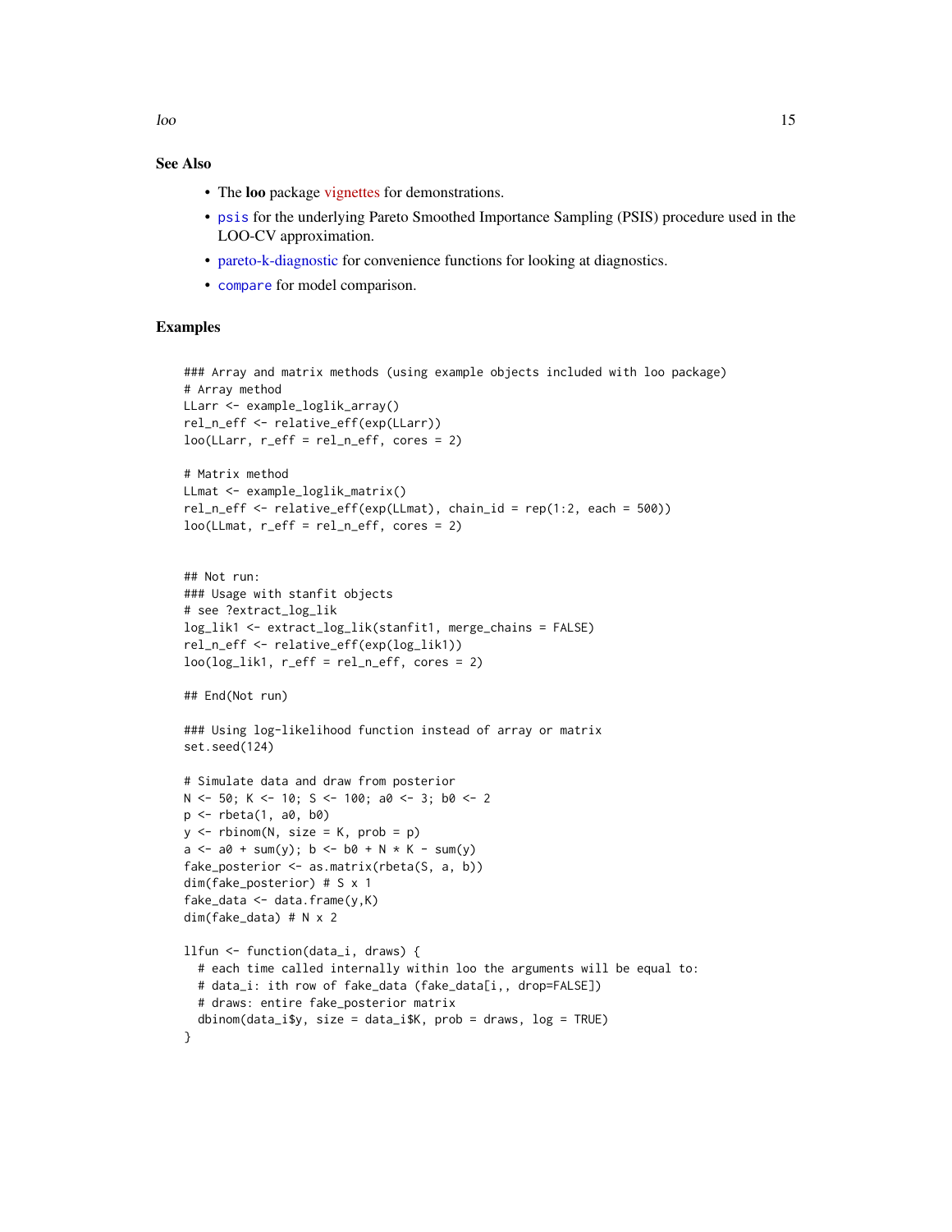### See Also

- The **loo** package vignettes for demonstrations.
- `psis` for the underlying Pareto Smoothed Importance Sampling (PSIS) procedure used in the LOO-CV approximation.
- pareto-k-diagnostic for convenience functions for looking at diagnostics.
- `compare` for model comparison.

### Examples

```
### Array and matrix methods (using example objects included with loo package)
# Array method
LLarr <- example_loglik_array()
rel_n_eff <- relative_eff(exp(LLarr))
loo(LLarr, r_eff = rel_n_eff, cores = 2)

# Matrix method
LLmat <- example_loglik_matrix()
rel_n_eff <- relative_eff(exp(LLmat), chain_id = rep(1:2, each = 500))
loo(LLmat, r_eff = rel_n_eff, cores = 2)


## Not run:
### Usage with stanfit objects
# see ?extract_log_lik
log_lik1 <- extract_log_lik(stanfit1, merge_chains = FALSE)
rel_n_eff <- relative_eff(exp(log_lik1))
loo(log_lik1, r_eff = rel_n_eff, cores = 2)

## End(Not run)

### Using log-likelihood function instead of array or matrix
set.seed(124)

# Simulate data and draw from posterior
N <- 50; K <- 10; S <- 100; a0 <- 3; b0 <- 2
p <- rbeta(1, a0, b0)
y <- rbinom(N, size = K, prob = p)
a <- a0 + sum(y); b <- b0 + N * K - sum(y)
fake_posterior <- as.matrix(rbeta(S, a, b))
dim(fake_posterior) # S x 1
fake_data <- data.frame(y,K)
dim(fake_data) # N x 2

llfun <- function(data_i, draws) {
  # each time called internally within loo the arguments will be equal to:
  # data_i: ith row of fake_data (fake_data[i,, drop=FALSE])
  # draws: entire fake_posterior matrix
  dbinom(data_i$y, size = data_i$K, prob = draws, log = TRUE)
}
```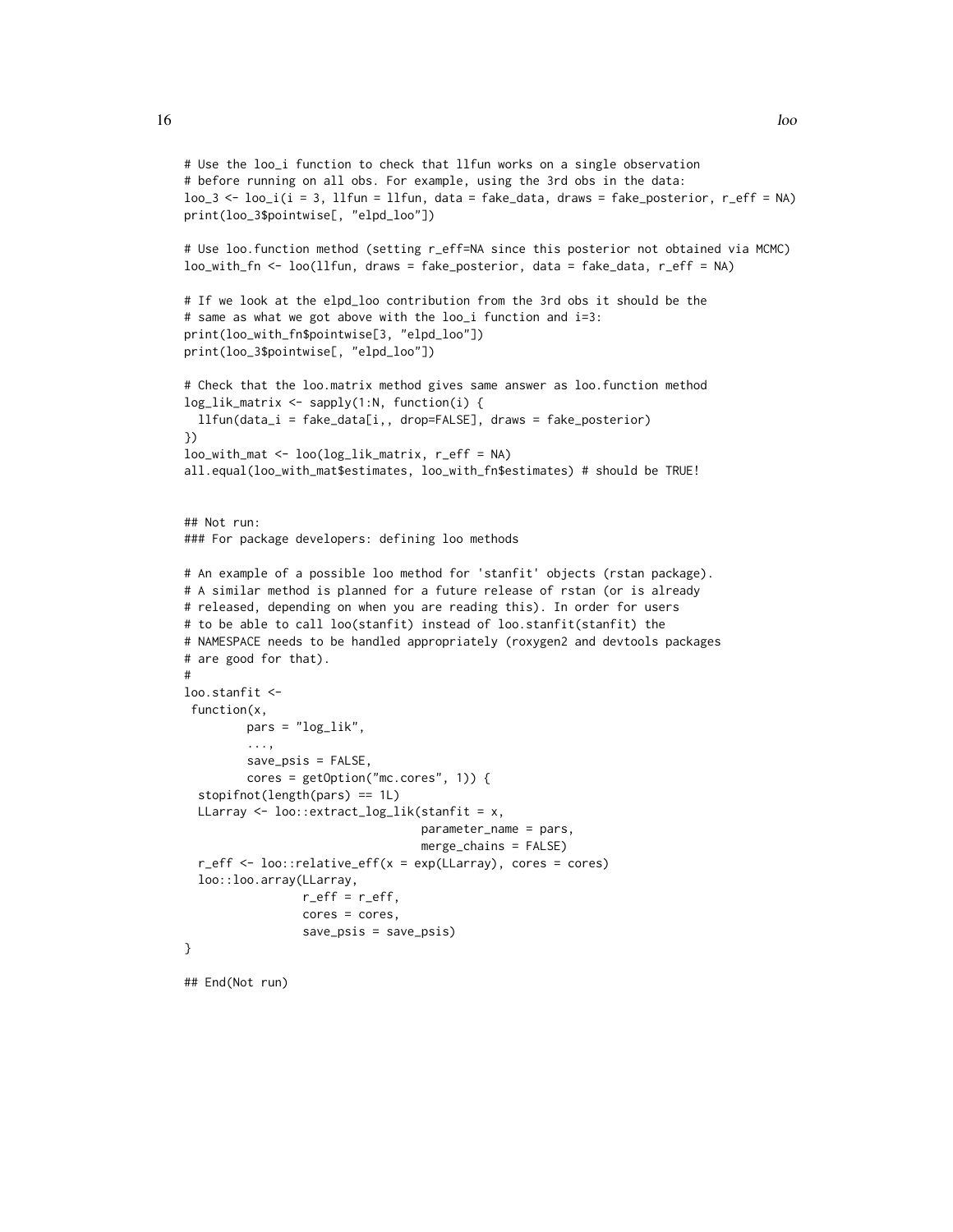```
# Use the loo_i function to check that llfun works on a single observation
# before running on all obs. For example, using the 3rd obs in the data:
loo_3 <- loo_i(i = 3, llfun = llfun, data = fake_data, draws = fake_posterior, r_eff = NA)
print(loo_3$pointwise[, "elpd_loo"])

# Use loo.function method (setting r_eff=NA since this posterior not obtained via MCMC)
loo_with_fn <- loo(llfun, draws = fake_posterior, data = fake_data, r_eff = NA)

# If we look at the elpd_loo contribution from the 3rd obs it should be the
# same as what we got above with the loo_i function and i=3:
print(loo_with_fn$pointwise[3, "elpd_loo"])
print(loo_3$pointwise[, "elpd_loo"])

# Check that the loo.matrix method gives same answer as loo.function method
log_lik_matrix <- sapply(1:N, function(i) {
  llfun(data_i = fake_data[i,, drop=FALSE], draws = fake_posterior)
})
loo_with_mat <- loo(log_lik_matrix, r_eff = NA)
all.equal(loo_with_mat$estimates, loo_with_fn$estimates) # should be TRUE!


## Not run:
### For package developers: defining loo methods

# An example of a possible loo method for 'stanfit' objects (rstan package).
# A similar method is planned for a future release of rstan (or is already
# released, depending on when you are reading this). In order for users
# to be able to call loo(stanfit) instead of loo.stanfit(stanfit) the
# NAMESPACE needs to be handled appropriately (roxygen2 and devtools packages
# are good for that).
#
loo.stanfit <-
 function(x,
         pars = "log_lik",
         ...,
         save_psis = FALSE,
         cores = getOption("mc.cores", 1)) {
  stopifnot(length(pars) == 1L)
  LLarray <- loo::extract_log_lik(stanfit = x,
                                  parameter_name = pars,
                                  merge_chains = FALSE)
  r_eff <- loo::relative_eff(x = exp(LLarray), cores = cores)
  loo::loo.array(LLarray,
                 r_eff = r_eff,
                 cores = cores,
                 save_psis = save_psis)
}

## End(Not run)
```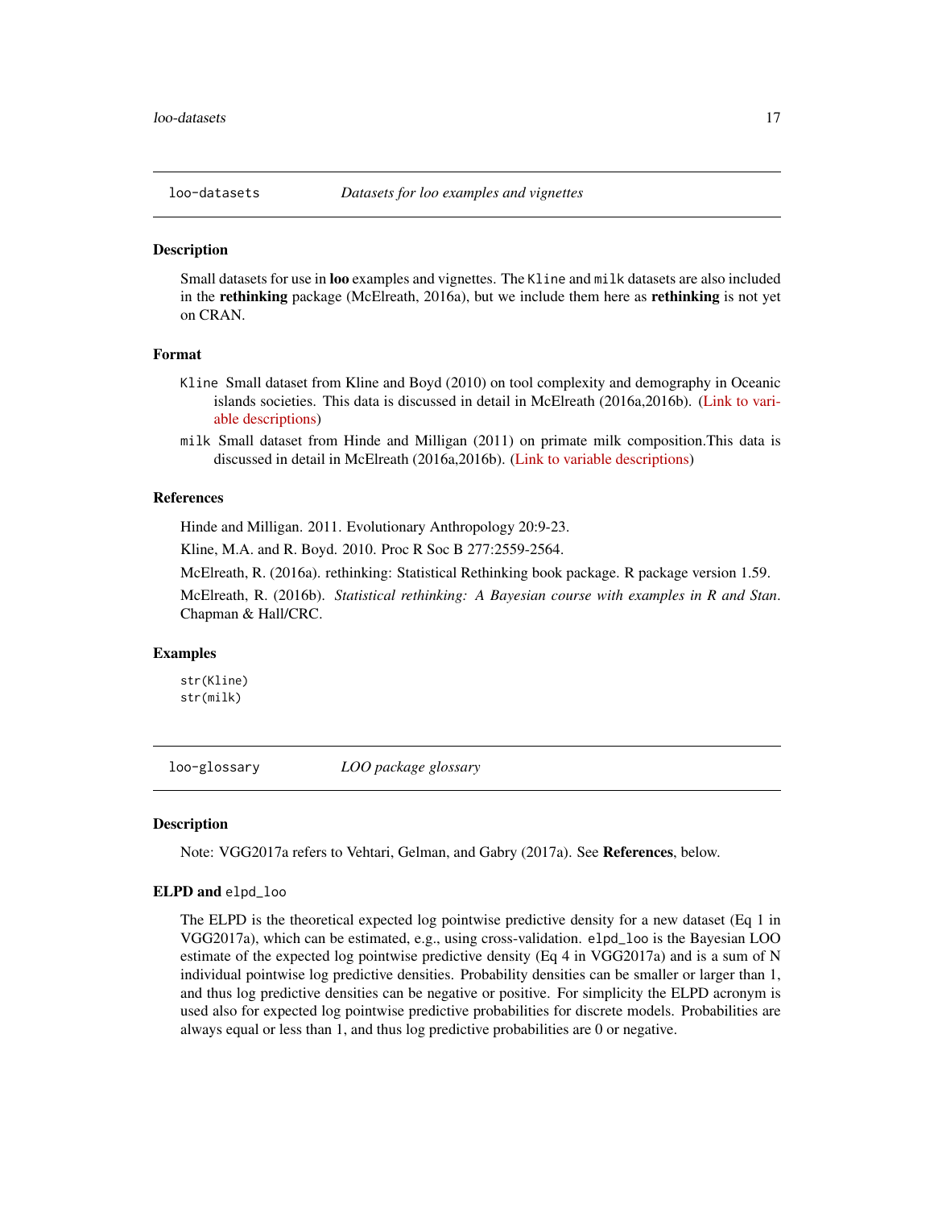## loo-datasets *Datasets for loo examples and vignettes*

### Description

Small datasets for use in **loo** examples and vignettes. The `Kline` and `milk` datasets are also included in the **rethinking** package (McElreath, 2016a), but we include them here as **rethinking** is not yet on CRAN.

### Format

- `Kline` Small dataset from Kline and Boyd (2010) on tool complexity and demography in Oceanic islands societies. This data is discussed in detail in McElreath (2016a,2016b). (Link to variable descriptions)
- `milk` Small dataset from Hinde and Milligan (2011) on primate milk composition.This data is discussed in detail in McElreath (2016a,2016b). (Link to variable descriptions)

### References

Hinde and Milligan. 2011. Evolutionary Anthropology 20:9-23.

Kline, M.A. and R. Boyd. 2010. Proc R Soc B 277:2559-2564.

McElreath, R. (2016a). rethinking: Statistical Rethinking book package. R package version 1.59.

McElreath, R. (2016b). *Statistical rethinking: A Bayesian course with examples in R and Stan*. Chapman & Hall/CRC.

### Examples

```
str(Kline)
str(milk)
```

## loo-glossary *LOO package glossary*

### Description

Note: VGG2017a refers to Vehtari, Gelman, and Gabry (2017a). See **References**, below.

### ELPD and `elpd_loo`

The ELPD is the theoretical expected log pointwise predictive density for a new dataset (Eq 1 in VGG2017a), which can be estimated, e.g., using cross-validation. `elpd_loo` is the Bayesian LOO estimate of the expected log pointwise predictive density (Eq 4 in VGG2017a) and is a sum of N individual pointwise log predictive densities. Probability densities can be smaller or larger than 1, and thus log predictive densities can be negative or positive. For simplicity the ELPD acronym is used also for expected log pointwise predictive probabilities for discrete models. Probabilities are always equal or less than 1, and thus log predictive probabilities are 0 or negative.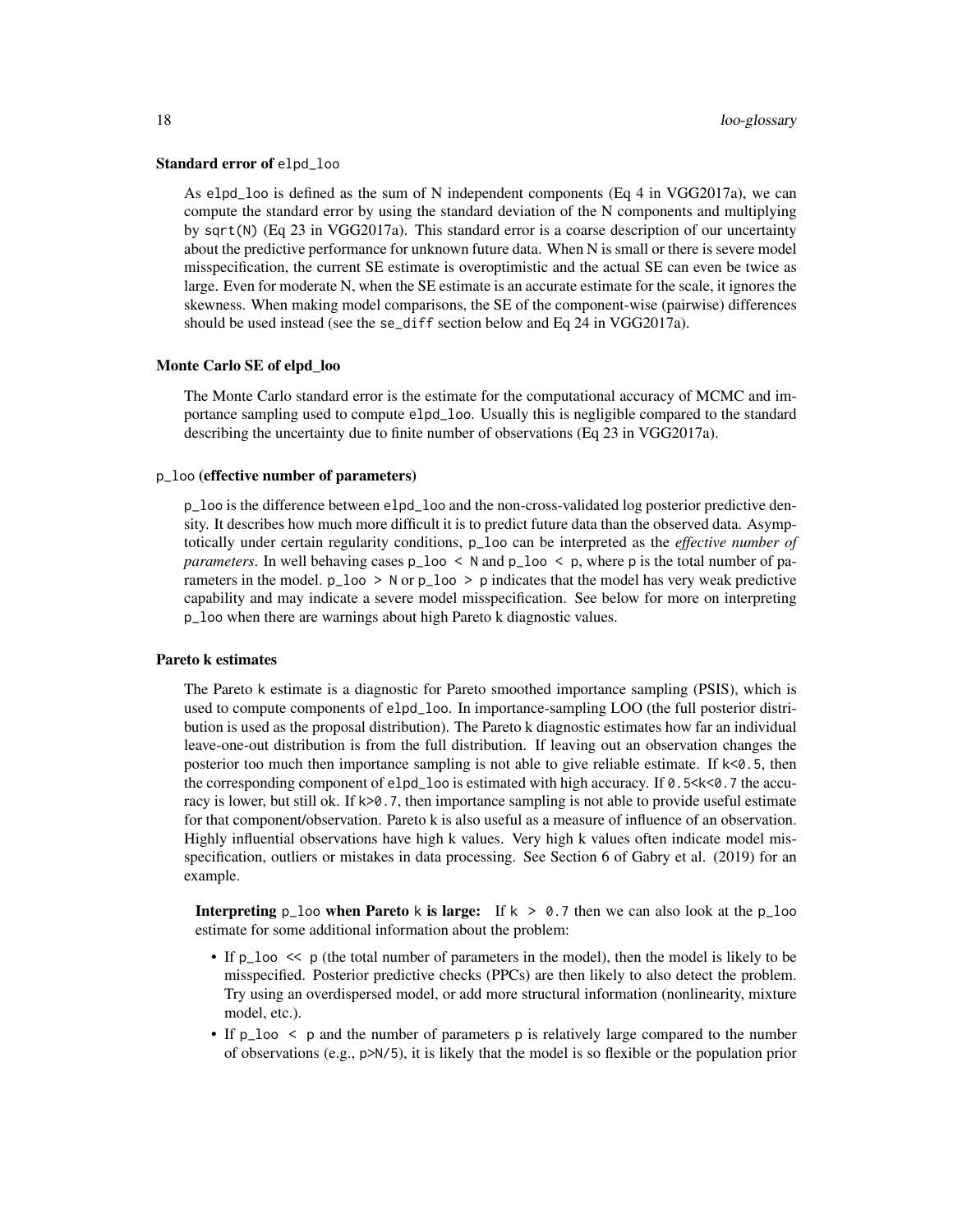### Standard error of `elpd_loo`

As `elpd_loo` is defined as the sum of N independent components (Eq 4 in VGG2017a), we can compute the standard error by using the standard deviation of the N components and multiplying by `sqrt(N)` (Eq 23 in VGG2017a). This standard error is a coarse description of our uncertainty about the predictive performance for unknown future data. When N is small or there is severe model misspecification, the current SE estimate is overoptimistic and the actual SE can even be twice as large. Even for moderate N, when the SE estimate is an accurate estimate for the scale, it ignores the skewness. When making model comparisons, the SE of the component-wise (pairwise) differences should be used instead (see the `se_diff` section below and Eq 24 in VGG2017a).

### Monte Carlo SE of elpd_loo

The Monte Carlo standard error is the estimate for the computational accuracy of MCMC and importance sampling used to compute `elpd_loo`. Usually this is negligible compared to the standard describing the uncertainty due to finite number of observations (Eq 23 in VGG2017a).

### `p_loo` (effective number of parameters)

`p_loo` is the difference between `elpd_loo` and the non-cross-validated log posterior predictive density. It describes how much more difficult it is to predict future data than the observed data. Asymptotically under certain regularity conditions, `p_loo` can be interpreted as the *effective number of parameters*. In well behaving cases `p_loo < N` and `p_loo < p`, where `p` is the total number of parameters in the model. `p_loo > N` or `p_loo > p` indicates that the model has very weak predictive capability and may indicate a severe model misspecification. See below for more on interpreting `p_loo` when there are warnings about high Pareto k diagnostic values.

### Pareto k estimates

The Pareto `k` estimate is a diagnostic for Pareto smoothed importance sampling (PSIS), which is used to compute components of `elpd_loo`. In importance-sampling LOO (the full posterior distribution is used as the proposal distribution). The Pareto k diagnostic estimates how far an individual leave-one-out distribution is from the full distribution. If leaving out an observation changes the posterior too much then importance sampling is not able to give reliable estimate. If `k<0.5`, then the corresponding component of `elpd_loo` is estimated with high accuracy. If `0.5<k<0.7` the accuracy is lower, but still ok. If `k>0.7`, then importance sampling is not able to provide useful estimate for that component/observation. Pareto k is also useful as a measure of influence of an observation. Highly influential observations have high k values. Very high k values often indicate model misspecification, outliers or mistakes in data processing. See Section 6 of Gabry et al. (2019) for an example.

**Interpreting `p_loo` when Pareto `k` is large:** If `k > 0.7` then we can also look at the `p_loo` estimate for some additional information about the problem:

- If `p_loo << p` (the total number of parameters in the model), then the model is likely to be misspecified. Posterior predictive checks (PPCs) are then likely to also detect the problem. Try using an overdispersed model, or add more structural information (nonlinearity, mixture model, etc.).
- If `p_loo < p` and the number of parameters `p` is relatively large compared to the number of observations (e.g., `p>N/5`), it is likely that the model is so flexible or the population prior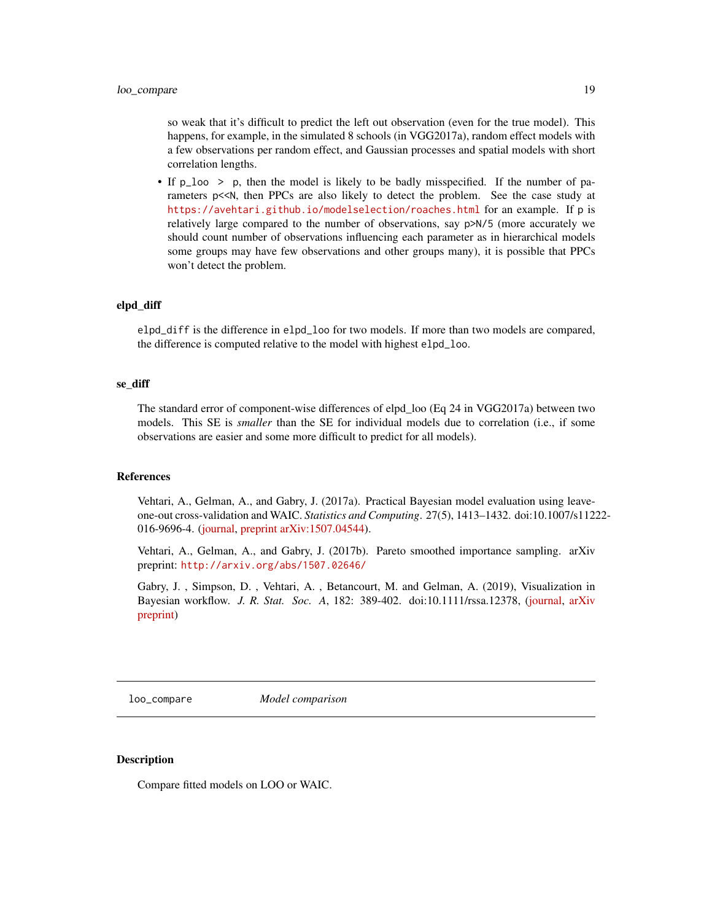so weak that it's difficult to predict the left out observation (even for the true model). This happens, for example, in the simulated 8 schools (in VGG2017a), random effect models with a few observations per random effect, and Gaussian processes and spatial models with short correlation lengths.

- If `p_loo > p`, then the model is likely to be badly misspecified. If the number of parameters `p<<N`, then PPCs are also likely to detect the problem. See the case study at https://avehtari.github.io/modelselection/roaches.html for an example. If `p` is relatively large compared to the number of observations, say `p>N/5` (more accurately we should count number of observations influencing each parameter as in hierarchical models some groups may have few observations and other groups many), it is possible that PPCs won't detect the problem.

### elpd_diff

`elpd_diff` is the difference in `elpd_loo` for two models. If more than two models are compared, the difference is computed relative to the model with highest `elpd_loo`.

### se_diff

The standard error of component-wise differences of elpd_loo (Eq 24 in VGG2017a) between two models. This SE is *smaller* than the SE for individual models due to correlation (i.e., if some observations are easier and some more difficult to predict for all models).

### References

Vehtari, A., Gelman, A., and Gabry, J. (2017a). Practical Bayesian model evaluation using leave-one-out cross-validation and WAIC. *Statistics and Computing*. 27(5), 1413–1432. doi:10.1007/s11222-016-9696-4. (journal, preprint arXiv:1507.04544).

Vehtari, A., Gelman, A., and Gabry, J. (2017b). Pareto smoothed importance sampling. arXiv preprint: http://arxiv.org/abs/1507.02646/

Gabry, J. , Simpson, D. , Vehtari, A. , Betancourt, M. and Gelman, A. (2019), Visualization in Bayesian workflow. *J. R. Stat. Soc. A*, 182: 389-402. doi:10.1111/rssa.12378, (journal, arXiv preprint)

---

## loo_compare — *Model comparison*

### Description

Compare fitted models on LOO or WAIC.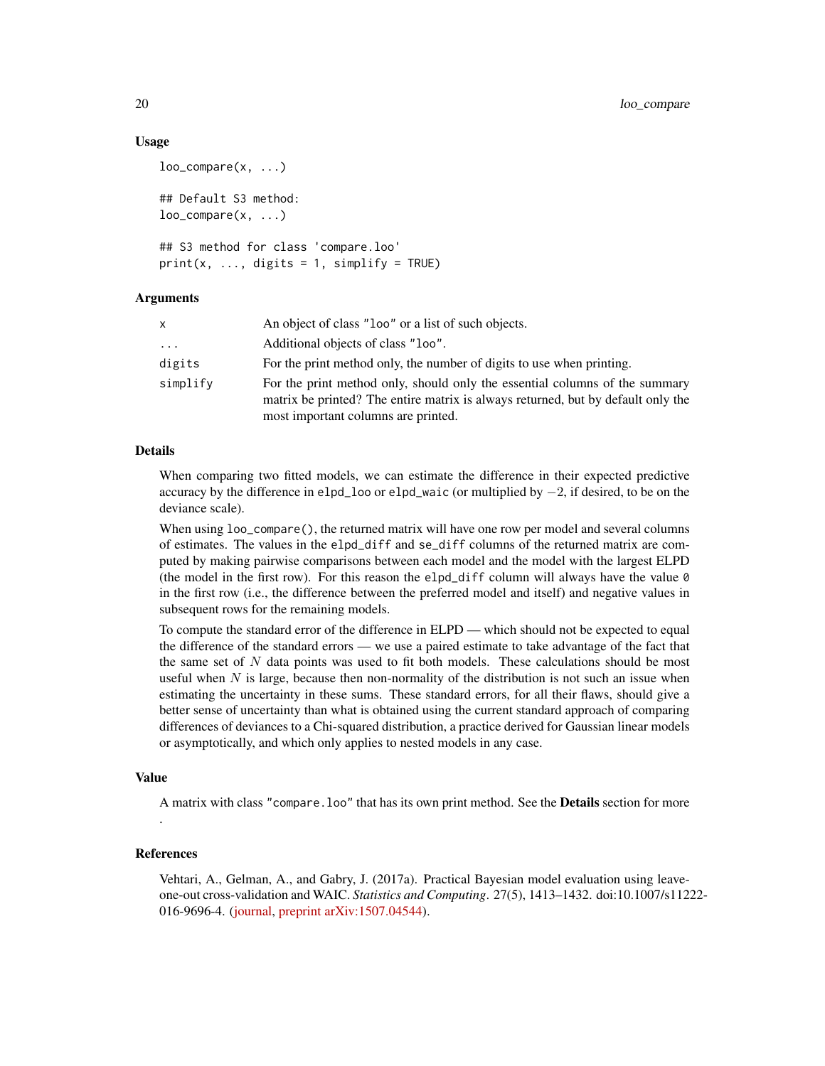### Usage

```
loo_compare(x, ...)

## Default S3 method:
loo_compare(x, ...)

## S3 method for class 'compare.loo'
print(x, ..., digits = 1, simplify = TRUE)
```

### Arguments

| | |
|---|---|
| `x` | An object of class `"loo"` or a list of such objects. |
| `...` | Additional objects of class `"loo"`. |
| `digits` | For the print method only, the number of digits to use when printing. |
| `simplify` | For the print method only, should only the essential columns of the summary matrix be printed? The entire matrix is always returned, but by default only the most important columns are printed. |

### Details

When comparing two fitted models, we can estimate the difference in their expected predictive accuracy by the difference in `elpd_loo` or `elpd_waic` (or multiplied by $-2$, if desired, to be on the deviance scale).

When using `loo_compare()`, the returned matrix will have one row per model and several columns of estimates. The values in the `elpd_diff` and `se_diff` columns of the returned matrix are computed by making pairwise comparisons between each model and the model with the largest ELPD (the model in the first row). For this reason the `elpd_diff` column will always have the value `0` in the first row (i.e., the difference between the preferred model and itself) and negative values in subsequent rows for the remaining models.

To compute the standard error of the difference in ELPD — which should not be expected to equal the difference of the standard errors — we use a paired estimate to take advantage of the fact that the same set of $N$ data points was used to fit both models. These calculations should be most useful when $N$ is large, because then non-normality of the distribution is not such an issue when estimating the uncertainty in these sums. These standard errors, for all their flaws, should give a better sense of uncertainty than what is obtained using the current standard approach of comparing differences of deviances to a Chi-squared distribution, a practice derived for Gaussian linear models or asymptotically, and which only applies to nested models in any case.

### Value

A matrix with class `"compare.loo"` that has its own print method. See the **Details** section for more .

### References

Vehtari, A., Gelman, A., and Gabry, J. (2017a). Practical Bayesian model evaluation using leave-one-out cross-validation and WAIC. *Statistics and Computing*. 27(5), 1413–1432. doi:10.1007/s11222-016-9696-4. (journal, preprint arXiv:1507.04544).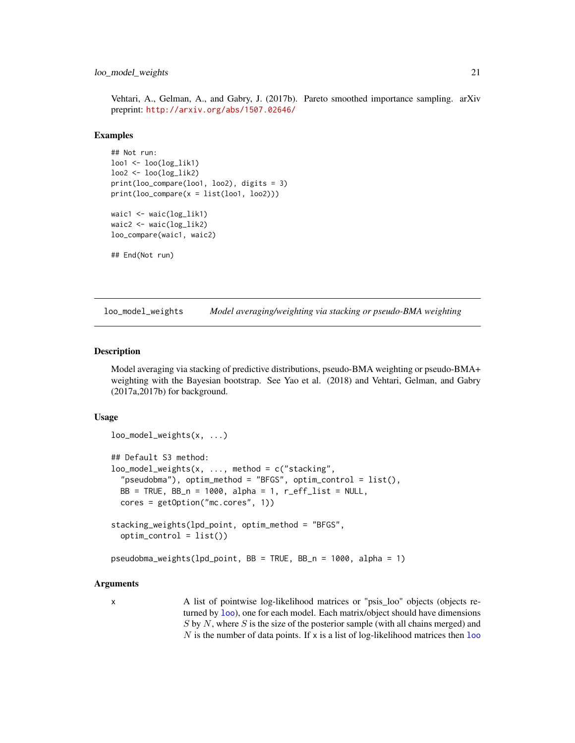Vehtari, A., Gelman, A., and Gabry, J. (2017b). Pareto smoothed importance sampling. arXiv preprint: http://arxiv.org/abs/1507.02646/

### Examples

```
## Not run:
loo1 <- loo(log_lik1)
loo2 <- loo(log_lik2)
print(loo_compare(loo1, loo2), digits = 3)
print(loo_compare(x = list(loo1, loo2)))

waic1 <- waic(log_lik1)
waic2 <- waic(log_lik2)
loo_compare(waic1, waic2)

## End(Not run)
```

---

## loo_model_weights — *Model averaging/weighting via stacking or pseudo-BMA weighting*

---

### Description

Model averaging via stacking of predictive distributions, pseudo-BMA weighting or pseudo-BMA+ weighting with the Bayesian bootstrap. See Yao et al. (2018) and Vehtari, Gelman, and Gabry (2017a,2017b) for background.

### Usage

```
loo_model_weights(x, ...)

## Default S3 method:
loo_model_weights(x, ..., method = c("stacking",
  "pseudobma"), optim_method = "BFGS", optim_control = list(),
  BB = TRUE, BB_n = 1000, alpha = 1, r_eff_list = NULL,
  cores = getOption("mc.cores", 1))

stacking_weights(lpd_point, optim_method = "BFGS",
  optim_control = list())

pseudobma_weights(lpd_point, BB = TRUE, BB_n = 1000, alpha = 1)
```

### Arguments

x — A list of pointwise log-likelihood matrices or "psis_loo" objects (objects returned by loo), one for each model. Each matrix/object should have dimensions $S$ by $N$, where $S$ is the size of the posterior sample (with all chains merged) and $N$ is the number of data points. If x is a list of log-likelihood matrices then loo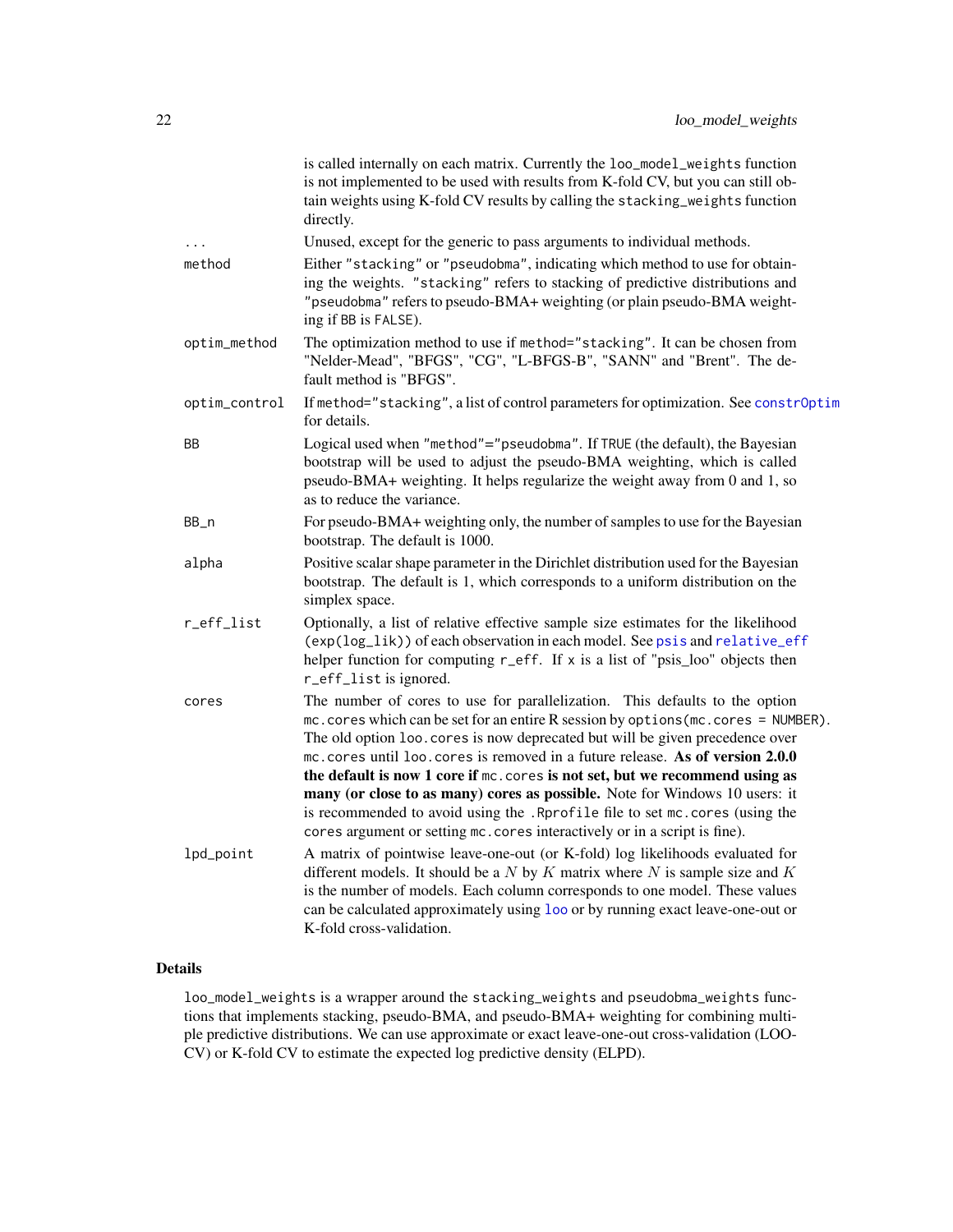is called internally on each matrix. Currently the `loo_model_weights` function is not implemented to be used with results from K-fold CV, but you can still obtain weights using K-fold CV results by calling the `stacking_weights` function directly.

| | |
|---|---|
| ... | Unused, except for the generic to pass arguments to individual methods. |
| method | Either `"stacking"` or `"pseudobma"`, indicating which method to use for obtaining the weights. `"stacking"` refers to stacking of predictive distributions and `"pseudobma"` refers to pseudo-BMA+ weighting (or plain pseudo-BMA weighting if `BB` is `FALSE`). |
| optim_method | The optimization method to use if `method="stacking"`. It can be chosen from "Nelder-Mead", "BFGS", "CG", "L-BFGS-B", "SANN" and "Brent". The default method is "BFGS". |
| optim_control | If `method="stacking"`, a list of control parameters for optimization. See `constrOptim` for details. |
| BB | Logical used when `"method"="pseudobma"`. If `TRUE` (the default), the Bayesian bootstrap will be used to adjust the pseudo-BMA weighting, which is called pseudo-BMA+ weighting. It helps regularize the weight away from 0 and 1, so as to reduce the variance. |
| BB_n | For pseudo-BMA+ weighting only, the number of samples to use for the Bayesian bootstrap. The default is 1000. |
| alpha | Positive scalar shape parameter in the Dirichlet distribution used for the Bayesian bootstrap. The default is 1, which corresponds to a uniform distribution on the simplex space. |
| r_eff_list | Optionally, a list of relative effective sample size estimates for the likelihood `(exp(log_lik))` of each observation in each model. See `psis` and `relative_eff` helper function for computing `r_eff`. If `x` is a list of "psis_loo" objects then `r_eff_list` is ignored. |
| cores | The number of cores to use for parallelization. This defaults to the option `mc.cores` which can be set for an entire R session by `options(mc.cores = NUMBER)`. The old option `loo.cores` is now deprecated but will be given precedence over `mc.cores` until `loo.cores` is removed in a future release. **As of version 2.0.0 the default is now 1 core if `mc.cores` is not set, but we recommend using as many (or close to as many) cores as possible.** Note for Windows 10 users: it is recommended to avoid using the `.Rprofile` file to set `mc.cores` (using the `cores` argument or setting `mc.cores` interactively or in a script is fine). |
| lpd_point | A matrix of pointwise leave-one-out (or K-fold) log likelihoods evaluated for different models. It should be a $N$ by $K$ matrix where $N$ is sample size and $K$ is the number of models. Each column corresponds to one model. These values can be calculated approximately using `loo` or by running exact leave-one-out or K-fold cross-validation. |

## Details

`loo_model_weights` is a wrapper around the `stacking_weights` and `pseudobma_weights` functions that implements stacking, pseudo-BMA, and pseudo-BMA+ weighting for combining multiple predictive distributions. We can use approximate or exact leave-one-out cross-validation (LOO-CV) or K-fold CV to estimate the expected log predictive density (ELPD).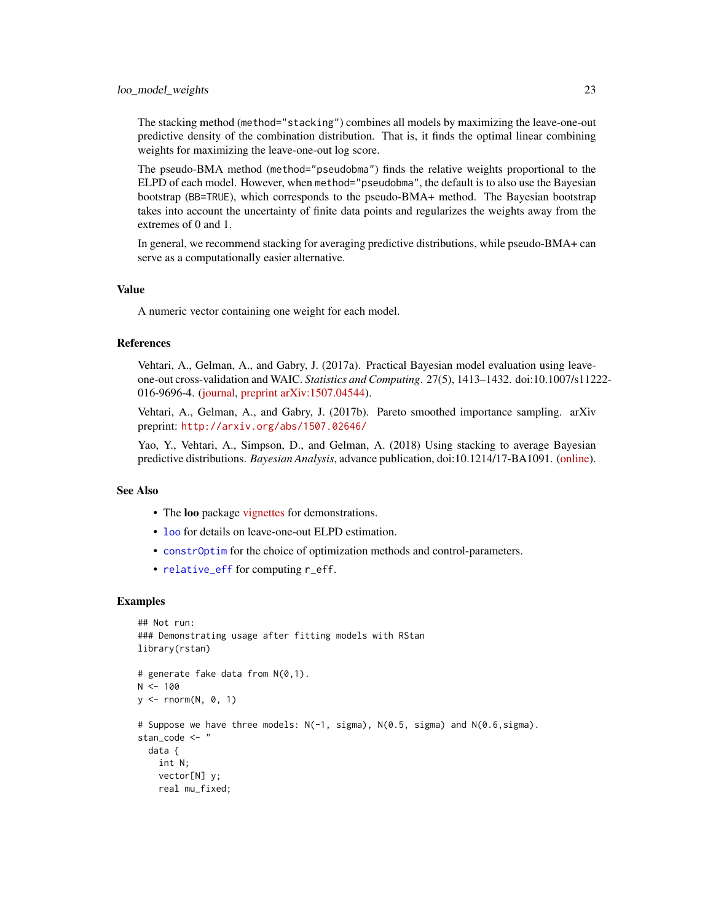The stacking method (`method="stacking"`) combines all models by maximizing the leave-one-out predictive density of the combination distribution. That is, it finds the optimal linear combining weights for maximizing the leave-one-out log score.

The pseudo-BMA method (`method="pseudobma"`) finds the relative weights proportional to the ELPD of each model. However, when `method="pseudobma"`, the default is to also use the Bayesian bootstrap (`BB=TRUE`), which corresponds to the pseudo-BMA+ method. The Bayesian bootstrap takes into account the uncertainty of finite data points and regularizes the weights away from the extremes of 0 and 1.

In general, we recommend stacking for averaging predictive distributions, while pseudo-BMA+ can serve as a computationally easier alternative.

## Value

A numeric vector containing one weight for each model.

## References

Vehtari, A., Gelman, A., and Gabry, J. (2017a). Practical Bayesian model evaluation using leave-one-out cross-validation and WAIC. *Statistics and Computing*. 27(5), 1413–1432. doi:10.1007/s11222-016-9696-4. (journal, preprint arXiv:1507.04544).

Vehtari, A., Gelman, A., and Gabry, J. (2017b). Pareto smoothed importance sampling. arXiv preprint: `http://arxiv.org/abs/1507.02646/`

Yao, Y., Vehtari, A., Simpson, D., and Gelman, A. (2018) Using stacking to average Bayesian predictive distributions. *Bayesian Analysis*, advance publication, doi:10.1214/17-BA1091. (online).

## See Also

- The **loo** package vignettes for demonstrations.
- `loo` for details on leave-one-out ELPD estimation.
- `constrOptim` for the choice of optimization methods and control-parameters.
- `relative_eff` for computing `r_eff`.

## Examples

```
## Not run:
### Demonstrating usage after fitting models with RStan
library(rstan)

# generate fake data from N(0,1).
N <- 100
y <- rnorm(N, 0, 1)

# Suppose we have three models: N(-1, sigma), N(0.5, sigma) and N(0.6,sigma).
stan_code <- "
  data {
    int N;
    vector[N] y;
    real mu_fixed;
```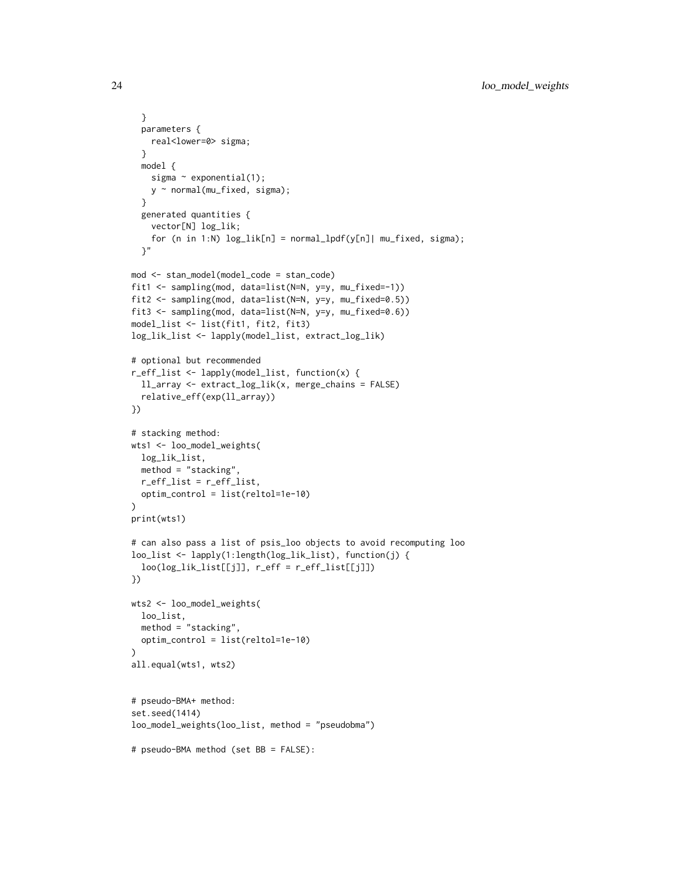```
  }
  parameters {
    real<lower=0> sigma;
  }
  model {
    sigma ~ exponential(1);
    y ~ normal(mu_fixed, sigma);
  }
  generated quantities {
    vector[N] log_lik;
    for (n in 1:N) log_lik[n] = normal_lpdf(y[n]| mu_fixed, sigma);
  }"

mod <- stan_model(model_code = stan_code)
fit1 <- sampling(mod, data=list(N=N, y=y, mu_fixed=-1))
fit2 <- sampling(mod, data=list(N=N, y=y, mu_fixed=0.5))
fit3 <- sampling(mod, data=list(N=N, y=y, mu_fixed=0.6))
model_list <- list(fit1, fit2, fit3)
log_lik_list <- lapply(model_list, extract_log_lik)

# optional but recommended
r_eff_list <- lapply(model_list, function(x) {
  ll_array <- extract_log_lik(x, merge_chains = FALSE)
  relative_eff(exp(ll_array))
})

# stacking method:
wts1 <- loo_model_weights(
  log_lik_list,
  method = "stacking",
  r_eff_list = r_eff_list,
  optim_control = list(reltol=1e-10)
)
print(wts1)

# can also pass a list of psis_loo objects to avoid recomputing loo
loo_list <- lapply(1:length(log_lik_list), function(j) {
  loo(log_lik_list[[j]], r_eff = r_eff_list[[j]])
})

wts2 <- loo_model_weights(
  loo_list,
  method = "stacking",
  optim_control = list(reltol=1e-10)
)
all.equal(wts1, wts2)


# pseudo-BMA+ method:
set.seed(1414)
loo_model_weights(loo_list, method = "pseudobma")

# pseudo-BMA method (set BB = FALSE):
```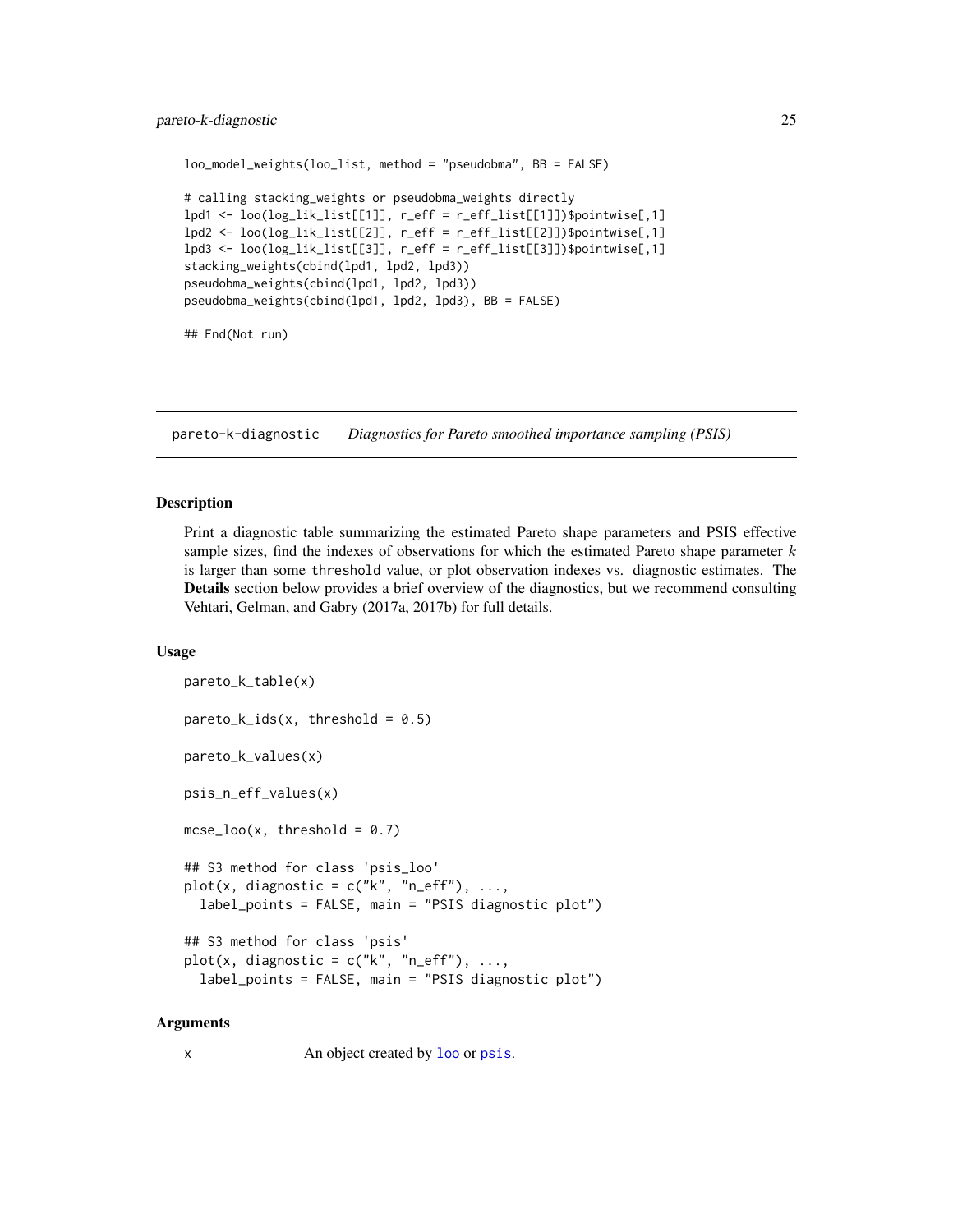```
loo_model_weights(loo_list, method = "pseudobma", BB = FALSE)

# calling stacking_weights or pseudobma_weights directly
lpd1 <- loo(log_lik_list[[1]], r_eff = r_eff_list[[1]])$pointwise[,1]
lpd2 <- loo(log_lik_list[[2]], r_eff = r_eff_list[[2]])$pointwise[,1]
lpd3 <- loo(log_lik_list[[3]], r_eff = r_eff_list[[3]])$pointwise[,1]
stacking_weights(cbind(lpd1, lpd2, lpd3))
pseudobma_weights(cbind(lpd1, lpd2, lpd3))
pseudobma_weights(cbind(lpd1, lpd2, lpd3), BB = FALSE)

## End(Not run)
```

## pareto-k-diagnostic — *Diagnostics for Pareto smoothed importance sampling (PSIS)*

### Description

Print a diagnostic table summarizing the estimated Pareto shape parameters and PSIS effective sample sizes, find the indexes of observations for which the estimated Pareto shape parameter $k$ is larger than some threshold value, or plot observation indexes vs. diagnostic estimates. The **Details** section below provides a brief overview of the diagnostics, but we recommend consulting Vehtari, Gelman, and Gabry (2017a, 2017b) for full details.

### Usage

```
pareto_k_table(x)

pareto_k_ids(x, threshold = 0.5)

pareto_k_values(x)

psis_n_eff_values(x)

mcse_loo(x, threshold = 0.7)

## S3 method for class 'psis_loo'
plot(x, diagnostic = c("k", "n_eff"), ...,
  label_points = FALSE, main = "PSIS diagnostic plot")

## S3 method for class 'psis'
plot(x, diagnostic = c("k", "n_eff"), ...,
  label_points = FALSE, main = "PSIS diagnostic plot")
```

### Arguments

| | |
|---|---|
| x | An object created by loo or psis. |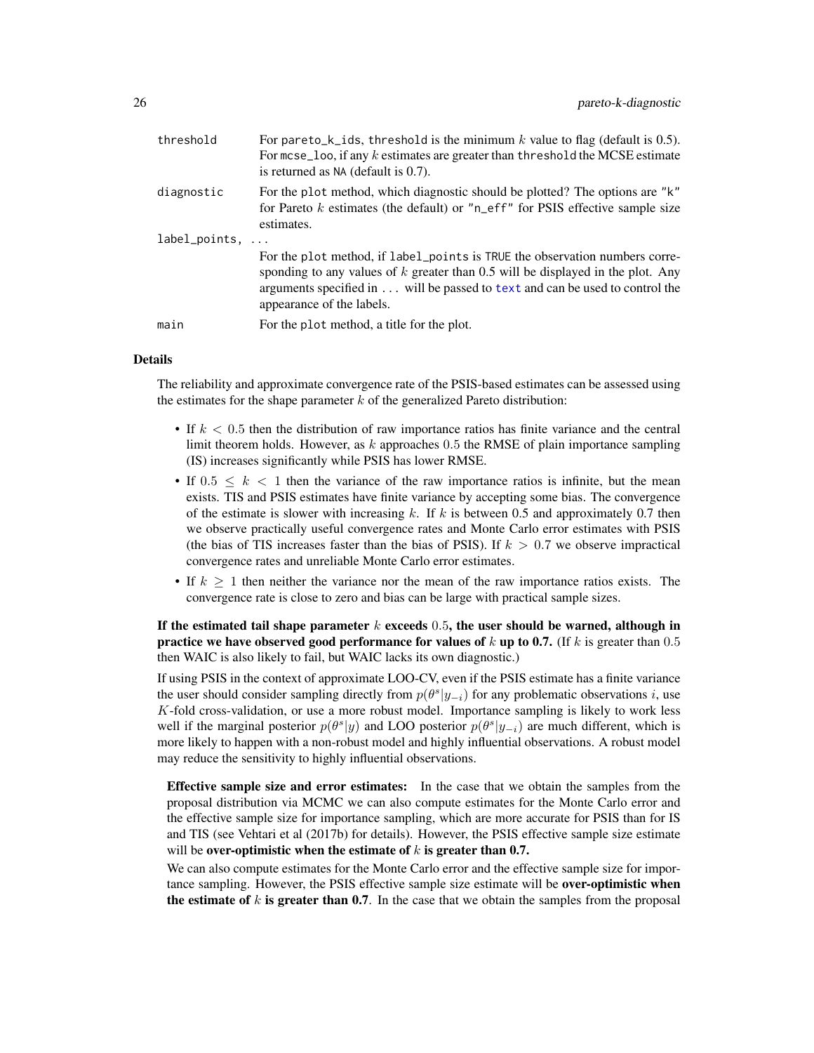threshold
: For `pareto_k_ids`, `threshold` is the minimum $k$ value to flag (default is 0.5). For `mcse_loo`, if any $k$ estimates are greater than `threshold` the MCSE estimate is returned as `NA` (default is 0.7).

diagnostic
: For the `plot` method, which diagnostic should be plotted? The options are `"k"` for Pareto $k$ estimates (the default) or `"n_eff"` for PSIS effective sample size estimates.

label_points, ...
: For the `plot` method, if `label_points` is `TRUE` the observation numbers corresponding to any values of $k$ greater than 0.5 will be displayed in the plot. Any arguments specified in `...` will be passed to `text` and can be used to control the appearance of the labels.

main
: For the `plot` method, a title for the plot.

### Details

The reliability and approximate convergence rate of the PSIS-based estimates can be assessed using the estimates for the shape parameter $k$ of the generalized Pareto distribution:

- If $k < 0.5$ then the distribution of raw importance ratios has finite variance and the central limit theorem holds. However, as $k$ approaches $0.5$ the RMSE of plain importance sampling (IS) increases significantly while PSIS has lower RMSE.
- If $0.5 \leq k < 1$ then the variance of the raw importance ratios is infinite, but the mean exists. TIS and PSIS estimates have finite variance by accepting some bias. The convergence of the estimate is slower with increasing $k$. If $k$ is between 0.5 and approximately 0.7 then we observe practically useful convergence rates and Monte Carlo error estimates with PSIS (the bias of TIS increases faster than the bias of PSIS). If $k > 0.7$ we observe impractical convergence rates and unreliable Monte Carlo error estimates.
- If $k \geq 1$ then neither the variance nor the mean of the raw importance ratios exists. The convergence rate is close to zero and bias can be large with practical sample sizes.

**If the estimated tail shape parameter $k$ exceeds $0.5$, the user should be warned, although in practice we have observed good performance for values of $k$ up to 0.7.** (If $k$ is greater than $0.5$ then WAIC is also likely to fail, but WAIC lacks its own diagnostic.)

If using PSIS in the context of approximate LOO-CV, even if the PSIS estimate has a finite variance the user should consider sampling directly from $p(\theta^s|y_{-i})$ for any problematic observations $i$, use $K$-fold cross-validation, or use a more robust model. Importance sampling is likely to work less well if the marginal posterior $p(\theta^s|y)$ and LOO posterior $p(\theta^s|y_{-i})$ are much different, which is more likely to happen with a non-robust model and highly influential observations. A robust model may reduce the sensitivity to highly influential observations.

**Effective sample size and error estimates:** In the case that we obtain the samples from the proposal distribution via MCMC we can also compute estimates for the Monte Carlo error and the effective sample size for importance sampling, which are more accurate for PSIS than for IS and TIS (see Vehtari et al (2017b) for details). However, the PSIS effective sample size estimate will be **over-optimistic when the estimate of $k$ is greater than 0.7.**

We can also compute estimates for the Monte Carlo error and the effective sample size for importance sampling. However, the PSIS effective sample size estimate will be **over-optimistic when the estimate of $k$ is greater than 0.7**. In the case that we obtain the samples from the proposal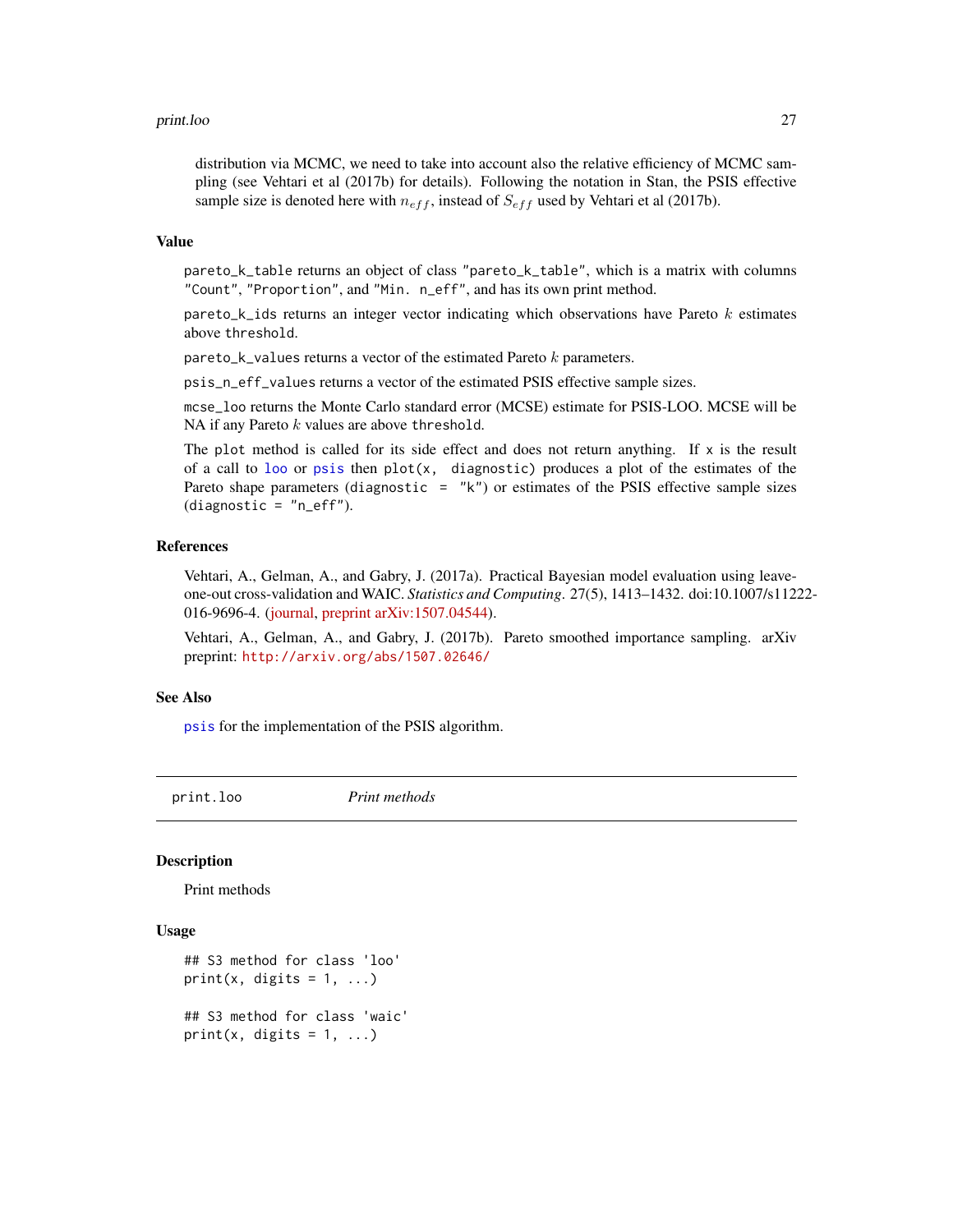distribution via MCMC, we need to take into account also the relative efficiency of MCMC sampling (see Vehtari et al (2017b) for details). Following the notation in Stan, the PSIS effective sample size is denoted here with $n_{eff}$, instead of $S_{eff}$ used by Vehtari et al (2017b).

### Value

`pareto_k_table` returns an object of class `"pareto_k_table"`, which is a matrix with columns `"Count"`, `"Proportion"`, and `"Min. n_eff"`, and has its own print method.

`pareto_k_ids` returns an integer vector indicating which observations have Pareto $k$ estimates above `threshold`.

`pareto_k_values` returns a vector of the estimated Pareto $k$ parameters.

`psis_n_eff_values` returns a vector of the estimated PSIS effective sample sizes.

`mcse_loo` returns the Monte Carlo standard error (MCSE) estimate for PSIS-LOO. MCSE will be NA if any Pareto $k$ values are above `threshold`.

The `plot` method is called for its side effect and does not return anything. If `x` is the result of a call to `loo` or `psis` then `plot(x, diagnostic)` produces a plot of the estimates of the Pareto shape parameters (`diagnostic = "k"`) or estimates of the PSIS effective sample sizes (`diagnostic = "n_eff"`).

### References

Vehtari, A., Gelman, A., and Gabry, J. (2017a). Practical Bayesian model evaluation using leave-one-out cross-validation and WAIC. *Statistics and Computing*. 27(5), 1413–1432. doi:10.1007/s11222-016-9696-4. (journal, preprint arXiv:1507.04544).

Vehtari, A., Gelman, A., and Gabry, J. (2017b). Pareto smoothed importance sampling. arXiv preprint: http://arxiv.org/abs/1507.02646/

### See Also

`psis` for the implementation of the PSIS algorithm.

---

## print.loo — *Print methods*

### Description

Print methods

### Usage

```
## S3 method for class 'loo'
print(x, digits = 1, ...)

## S3 method for class 'waic'
print(x, digits = 1, ...)
```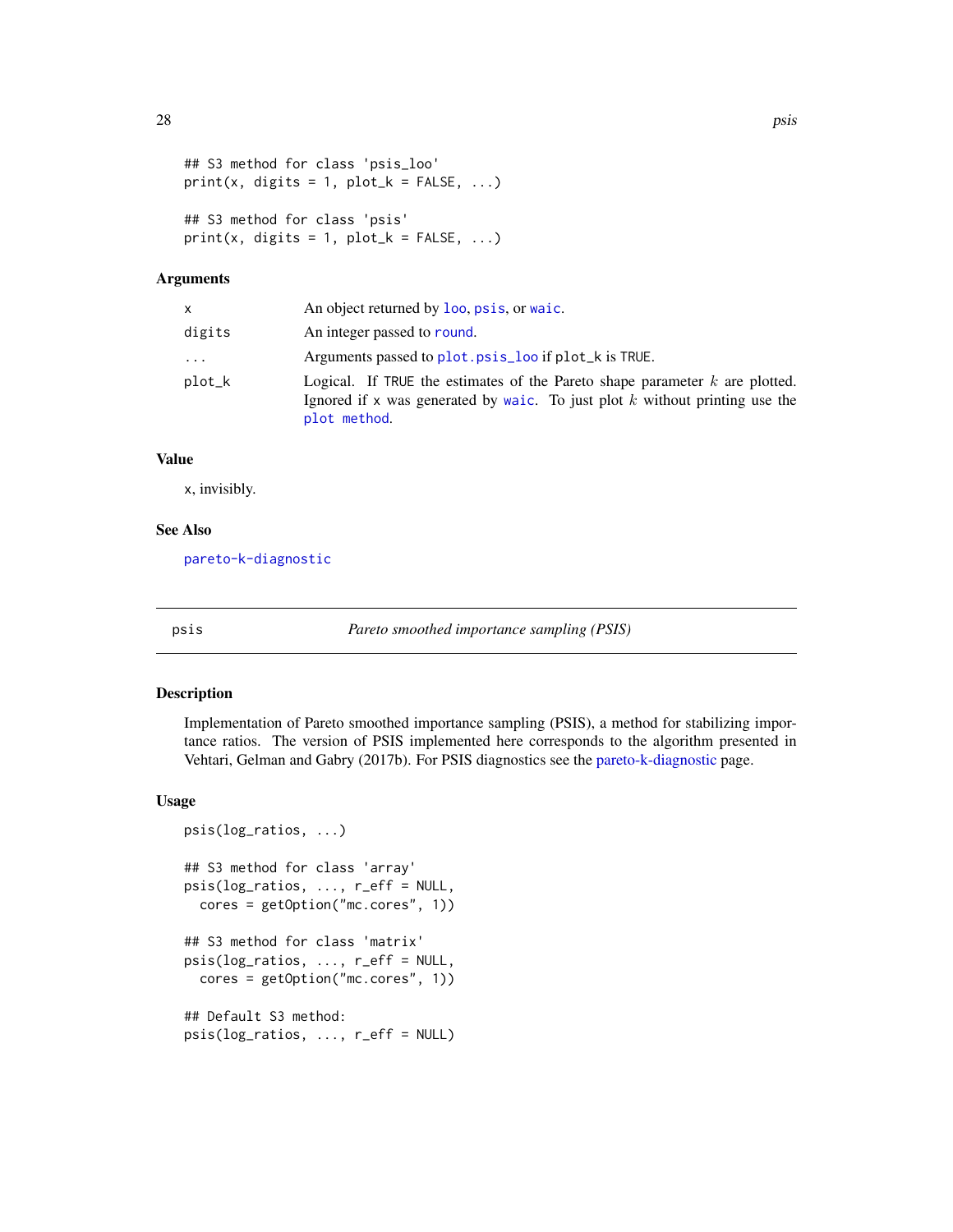```
## S3 method for class 'psis_loo'
print(x, digits = 1, plot_k = FALSE, ...)

## S3 method for class 'psis'
print(x, digits = 1, plot_k = FALSE, ...)
```

### Arguments

| | |
|---|---|
| `x` | An object returned by `loo`, `psis`, or `waic`. |
| `digits` | An integer passed to `round`. |
| `...` | Arguments passed to `plot.psis_loo` if `plot_k` is `TRUE`. |
| `plot_k` | Logical. If `TRUE` the estimates of the Pareto shape parameter $k$ are plotted. Ignored if `x` was generated by `waic`. To just plot $k$ without printing use the `plot method`. |

### Value

`x`, invisibly.

### See Also

`pareto-k-diagnostic`

---

## psis — *Pareto smoothed importance sampling (PSIS)*

### Description

Implementation of Pareto smoothed importance sampling (PSIS), a method for stabilizing importance ratios. The version of PSIS implemented here corresponds to the algorithm presented in Vehtari, Gelman and Gabry (2017b). For PSIS diagnostics see the pareto-k-diagnostic page.

### Usage

```
psis(log_ratios, ...)

## S3 method for class 'array'
psis(log_ratios, ..., r_eff = NULL,
  cores = getOption("mc.cores", 1))

## S3 method for class 'matrix'
psis(log_ratios, ..., r_eff = NULL,
  cores = getOption("mc.cores", 1))

## Default S3 method:
psis(log_ratios, ..., r_eff = NULL)
```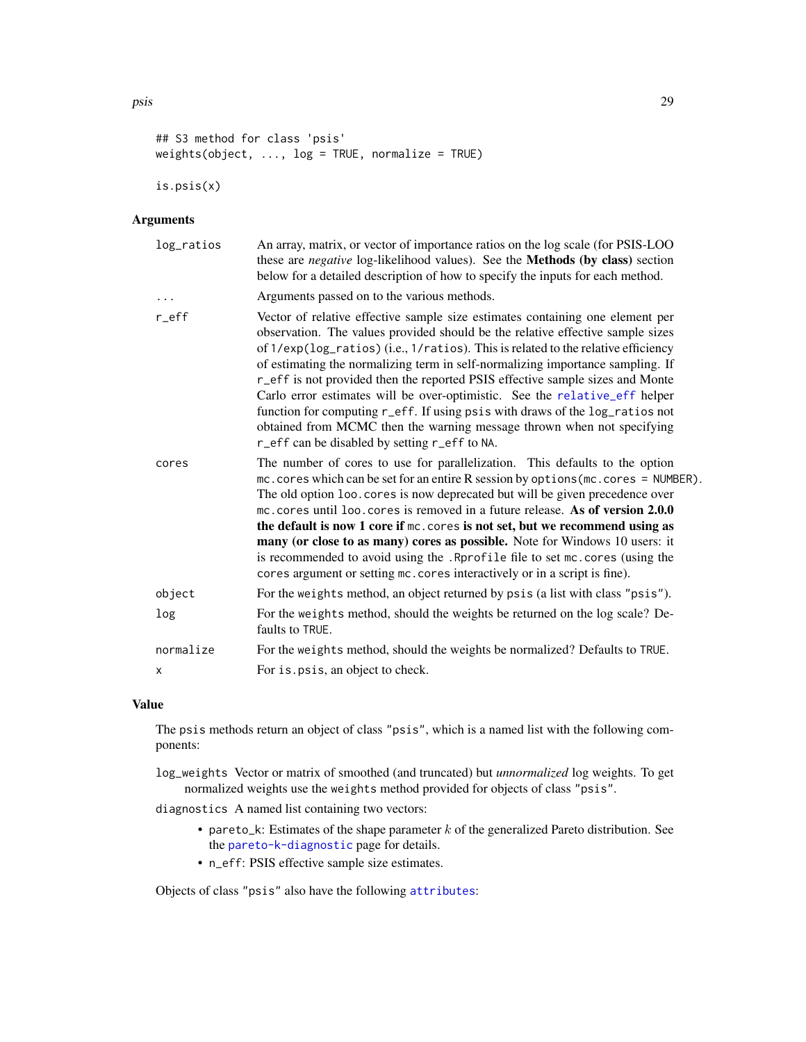```
## S3 method for class 'psis'
weights(object, ..., log = TRUE, normalize = TRUE)

is.psis(x)
```

### Arguments

| | |
|---|---|
| `log_ratios` | An array, matrix, or vector of importance ratios on the log scale (for PSIS-LOO these are *negative* log-likelihood values). See the **Methods (by class)** section below for a detailed description of how to specify the inputs for each method. |
| `...` | Arguments passed on to the various methods. |
| `r_eff` | Vector of relative effective sample size estimates containing one element per observation. The values provided should be the relative effective sample sizes of `1/exp(log_ratios)` (i.e., `1/ratios`). This is related to the relative efficiency of estimating the normalizing term in self-normalizing importance sampling. If `r_eff` is not provided then the reported PSIS effective sample sizes and Monte Carlo error estimates will be over-optimistic. See the `relative_eff` helper function for computing `r_eff`. If using `psis` with draws of the `log_ratios` not obtained from MCMC then the warning message thrown when not specifying `r_eff` can be disabled by setting `r_eff` to `NA`. |
| `cores` | The number of cores to use for parallelization. This defaults to the option `mc.cores` which can be set for an entire R session by `options(mc.cores = NUMBER)`. The old option `loo.cores` is now deprecated but will be given precedence over `mc.cores` until `loo.cores` is removed in a future release. **As of version 2.0.0 the default is now 1 core if `mc.cores` is not set, but we recommend using as many (or close to as many) cores as possible.** Note for Windows 10 users: it is recommended to avoid using the `.Rprofile` file to set `mc.cores` (using the `cores` argument or setting `mc.cores` interactively or in a script is fine). |
| `object` | For the `weights` method, an object returned by `psis` (a list with class `"psis"`). |
| `log` | For the `weights` method, should the weights be returned on the log scale? Defaults to `TRUE`. |
| `normalize` | For the `weights` method, should the weights be normalized? Defaults to `TRUE`. |
| `x` | For `is.psis`, an object to check. |

### Value

The `psis` methods return an object of class `"psis"`, which is a named list with the following components:

`log_weights` Vector or matrix of smoothed (and truncated) but *unnormalized* log weights. To get normalized weights use the `weights` method provided for objects of class `"psis"`.

`diagnostics` A named list containing two vectors:

- `pareto_k`: Estimates of the shape parameter $k$ of the generalized Pareto distribution. See the `pareto-k-diagnostic` page for details.
- `n_eff`: PSIS effective sample size estimates.

Objects of class `"psis"` also have the following `attributes`: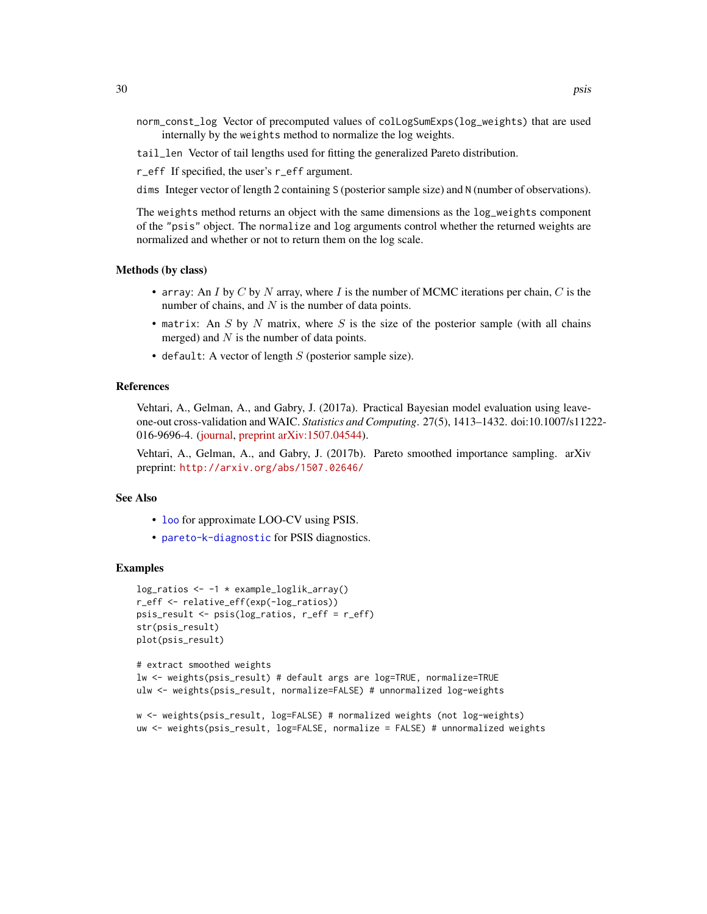`norm_const_log` Vector of precomputed values of `colLogSumExps(log_weights)` that are used internally by the `weights` method to normalize the log weights.

`tail_len` Vector of tail lengths used for fitting the generalized Pareto distribution.

`r_eff` If specified, the user's `r_eff` argument.

`dims` Integer vector of length 2 containing `S` (posterior sample size) and `N` (number of observations).

The `weights` method returns an object with the same dimensions as the `log_weights` component of the `"psis"` object. The `normalize` and `log` arguments control whether the returned weights are normalized and whether or not to return them on the log scale.

### Methods (by class)

- `array`: An $I$ by $C$ by $N$ array, where $I$ is the number of MCMC iterations per chain, $C$ is the number of chains, and $N$ is the number of data points.
- `matrix`: An $S$ by $N$ matrix, where $S$ is the size of the posterior sample (with all chains merged) and $N$ is the number of data points.
- `default`: A vector of length $S$ (posterior sample size).

### References

Vehtari, A., Gelman, A., and Gabry, J. (2017a). Practical Bayesian model evaluation using leave-one-out cross-validation and WAIC. *Statistics and Computing*. 27(5), 1413–1432. doi:10.1007/s11222-016-9696-4. (journal, preprint arXiv:1507.04544).

Vehtari, A., Gelman, A., and Gabry, J. (2017b). Pareto smoothed importance sampling. arXiv preprint: http://arxiv.org/abs/1507.02646/

### See Also

- `loo` for approximate LOO-CV using PSIS.
- `pareto-k-diagnostic` for PSIS diagnostics.

### Examples

```
log_ratios <- -1 * example_loglik_array()
r_eff <- relative_eff(exp(-log_ratios))
psis_result <- psis(log_ratios, r_eff = r_eff)
str(psis_result)
plot(psis_result)

# extract smoothed weights
lw <- weights(psis_result) # default args are log=TRUE, normalize=TRUE
ulw <- weights(psis_result, normalize=FALSE) # unnormalized log-weights

w <- weights(psis_result, log=FALSE) # normalized weights (not log-weights)
uw <- weights(psis_result, log=FALSE, normalize = FALSE) # unnormalized weights
```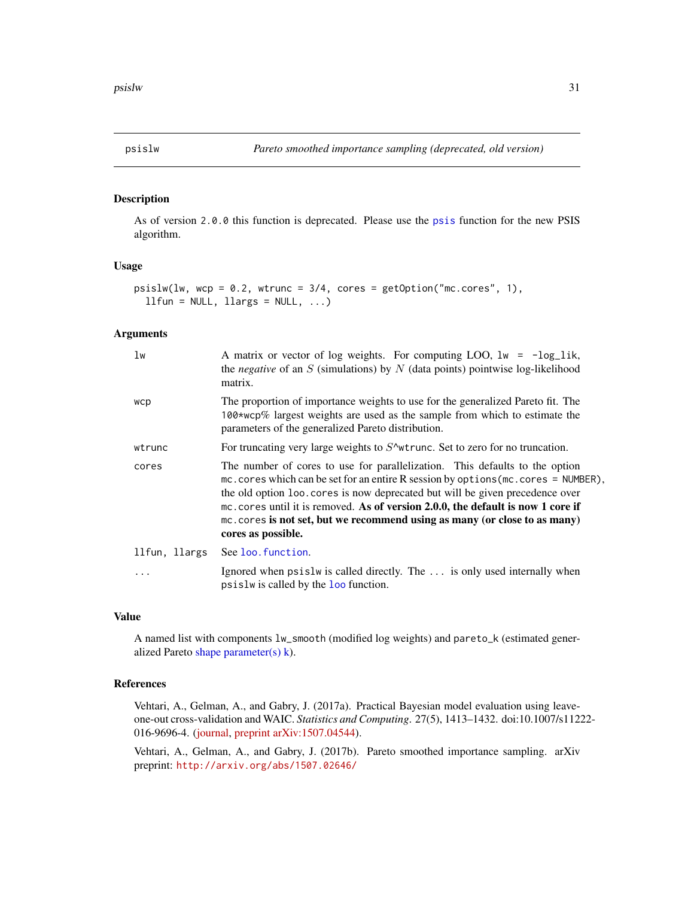# psislw — *Pareto smoothed importance sampling (deprecated, old version)*

## Description

As of version `2.0.0` this function is deprecated. Please use the `psis` function for the new PSIS algorithm.

## Usage

```
psislw(lw, wcp = 0.2, wtrunc = 3/4, cores = getOption("mc.cores", 1),
  llfun = NULL, llargs = NULL, ...)
```

## Arguments

| | |
|---|---|
| `lw` | A matrix or vector of log weights. For computing LOO, `lw = -log_lik`, the *negative* of an $S$ (simulations) by $N$ (data points) pointwise log-likelihood matrix. |
| `wcp` | The proportion of importance weights to use for the generalized Pareto fit. The `100*wcp%` largest weights are used as the sample from which to estimate the parameters of the generalized Pareto distribution. |
| `wtrunc` | For truncating very large weights to $S$^`wtrunc`. Set to zero for no truncation. |
| `cores` | The number of cores to use for parallelization. This defaults to the option `mc.cores` which can be set for an entire R session by `options(mc.cores = NUMBER)`, the old option `loo.cores` is now deprecated but will be given precedence over `mc.cores` until it is removed. **As of version 2.0.0, the default is now 1 core if `mc.cores` is not set, but we recommend using as many (or close to as many) cores as possible.** |
| `llfun, llargs` | See `loo.function`. |
| `...` | Ignored when `psislw` is called directly. The `...` is only used internally when `psislw` is called by the `loo` function. |

## Value

A named list with components `lw_smooth` (modified log weights) and `pareto_k` (estimated generalized Pareto shape parameter(s) k).

## References

Vehtari, A., Gelman, A., and Gabry, J. (2017a). Practical Bayesian model evaluation using leave-one-out cross-validation and WAIC. *Statistics and Computing*. 27(5), 1413–1432. doi:10.1007/s11222-016-9696-4. (journal, preprint arXiv:1507.04544).

Vehtari, A., Gelman, A., and Gabry, J. (2017b). Pareto smoothed importance sampling. arXiv preprint: http://arxiv.org/abs/1507.02646/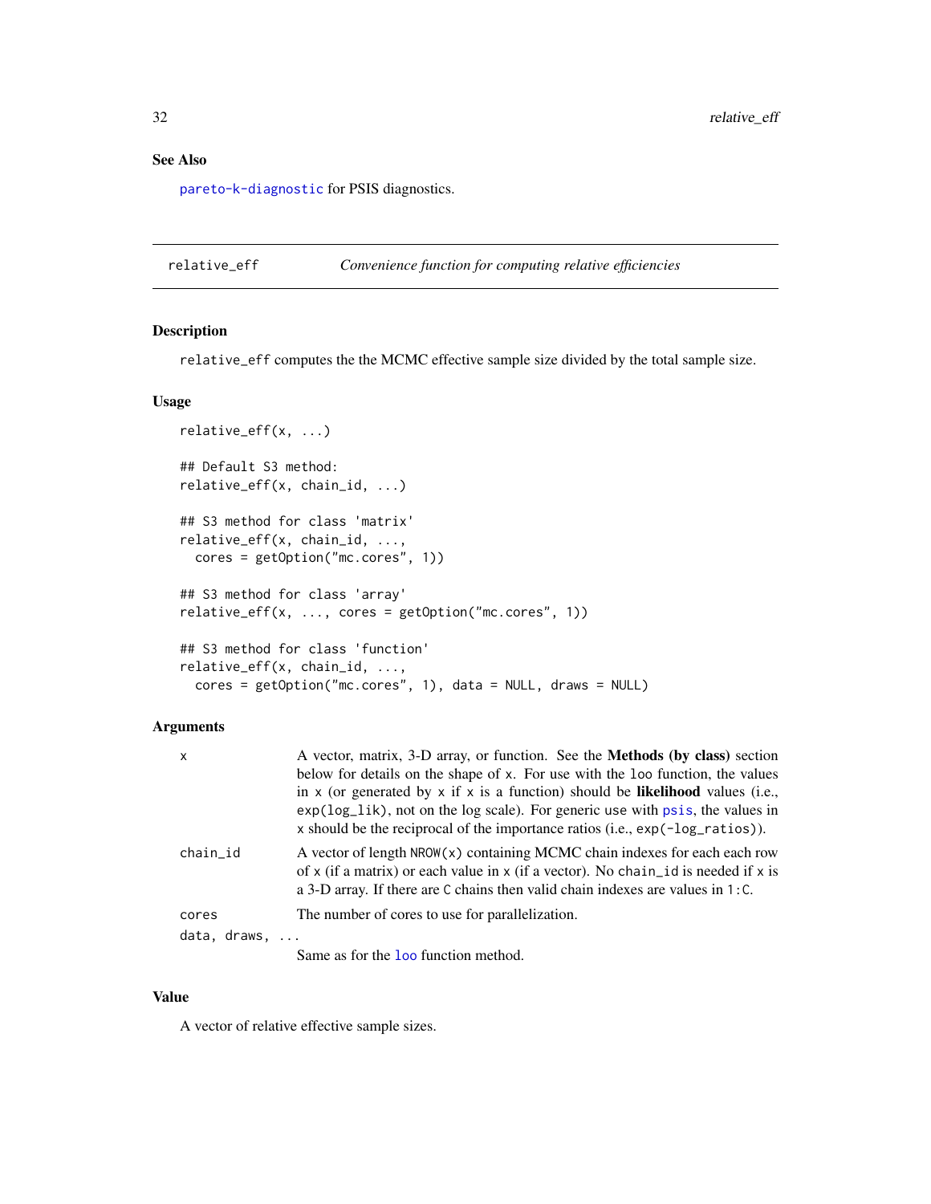## See Also

pareto-k-diagnostic for PSIS diagnostics.

---

relative_eff &nbsp;&nbsp;&nbsp;&nbsp; *Convenience function for computing relative efficiencies*

---

### Description

`relative_eff` computes the the MCMC effective sample size divided by the total sample size.

### Usage

```
relative_eff(x, ...)

## Default S3 method:
relative_eff(x, chain_id, ...)

## S3 method for class 'matrix'
relative_eff(x, chain_id, ...,
  cores = getOption("mc.cores", 1))

## S3 method for class 'array'
relative_eff(x, ..., cores = getOption("mc.cores", 1))

## S3 method for class 'function'
relative_eff(x, chain_id, ...,
  cores = getOption("mc.cores", 1), data = NULL, draws = NULL)
```

### Arguments

| | |
|---|---|
| `x` | A vector, matrix, 3-D array, or function. See the **Methods (by class)** section below for details on the shape of `x`. For use with the `loo` function, the values in `x` (or generated by `x` if `x` is a function) should be **likelihood** values (i.e., `exp(log_lik)`, not on the log scale). For generic use with `psis`, the values in `x` should be the reciprocal of the importance ratios (i.e., `exp(-log_ratios)`). |
| `chain_id` | A vector of length `NROW(x)` containing MCMC chain indexes for each each row of `x` (if a matrix) or each value in `x` (if a vector). No `chain_id` is needed if `x` is a 3-D array. If there are `C` chains then valid chain indexes are values in `1:C`. |
| `cores` | The number of cores to use for parallelization. |
| `data, draws, ...` | Same as for the `loo` function method. |

### Value

A vector of relative effective sample sizes.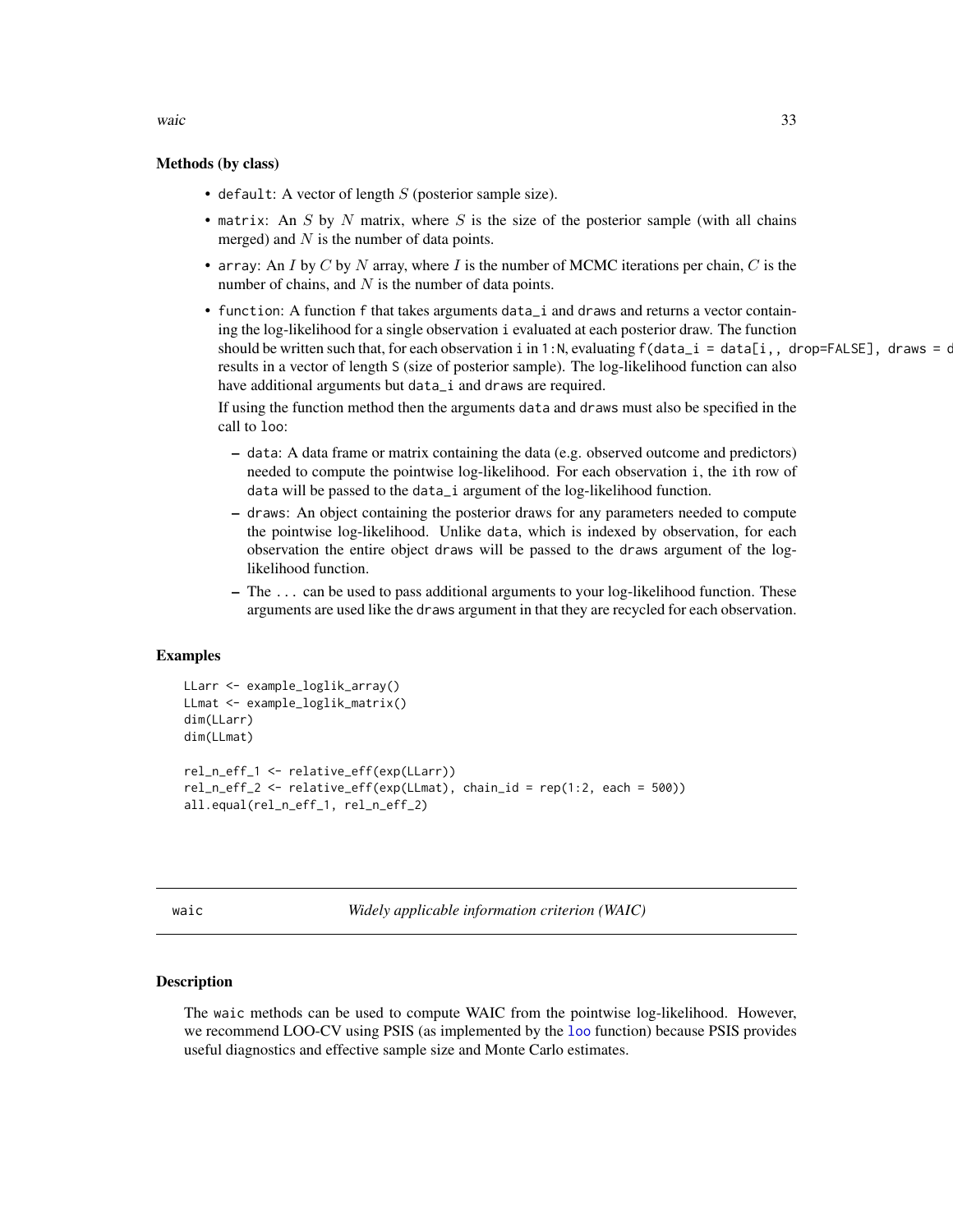### Methods (by class)

- `default`: A vector of length $S$ (posterior sample size).
- `matrix`: An $S$ by $N$ matrix, where $S$ is the size of the posterior sample (with all chains merged) and $N$ is the number of data points.
- `array`: An $I$ by $C$ by $N$ array, where $I$ is the number of MCMC iterations per chain, $C$ is the number of chains, and $N$ is the number of data points.
- `function`: A function `f` that takes arguments `data_i` and `draws` and returns a vector containing the log-likelihood for a single observation `i` evaluated at each posterior draw. The function should be written such that, for each observation `i` in `1:N`, evaluating `f(data_i = data[i,, drop=FALSE], draws = d` results in a vector of length `S` (size of posterior sample). The log-likelihood function can also have additional arguments but `data_i` and `draws` are required.

  If using the function method then the arguments `data` and `draws` must also be specified in the call to `loo`:

  - `data`: A data frame or matrix containing the data (e.g. observed outcome and predictors) needed to compute the pointwise log-likelihood. For each observation `i`, the `i`th row of `data` will be passed to the `data_i` argument of the log-likelihood function.
  - `draws`: An object containing the posterior draws for any parameters needed to compute the pointwise log-likelihood. Unlike `data`, which is indexed by observation, for each observation the entire object `draws` will be passed to the `draws` argument of the log-likelihood function.
  - The `...` can be used to pass additional arguments to your log-likelihood function. These arguments are used like the `draws` argument in that they are recycled for each observation.

### Examples

```
LLarr <- example_loglik_array()
LLmat <- example_loglik_matrix()
dim(LLarr)
dim(LLmat)

rel_n_eff_1 <- relative_eff(exp(LLarr))
rel_n_eff_2 <- relative_eff(exp(LLmat), chain_id = rep(1:2, each = 500))
all.equal(rel_n_eff_1, rel_n_eff_2)
```

---

## waic — *Widely applicable information criterion (WAIC)*

---

### Description

The `waic` methods can be used to compute WAIC from the pointwise log-likelihood. However, we recommend LOO-CV using PSIS (as implemented by the `loo` function) because PSIS provides useful diagnostics and effective sample size and Monte Carlo estimates.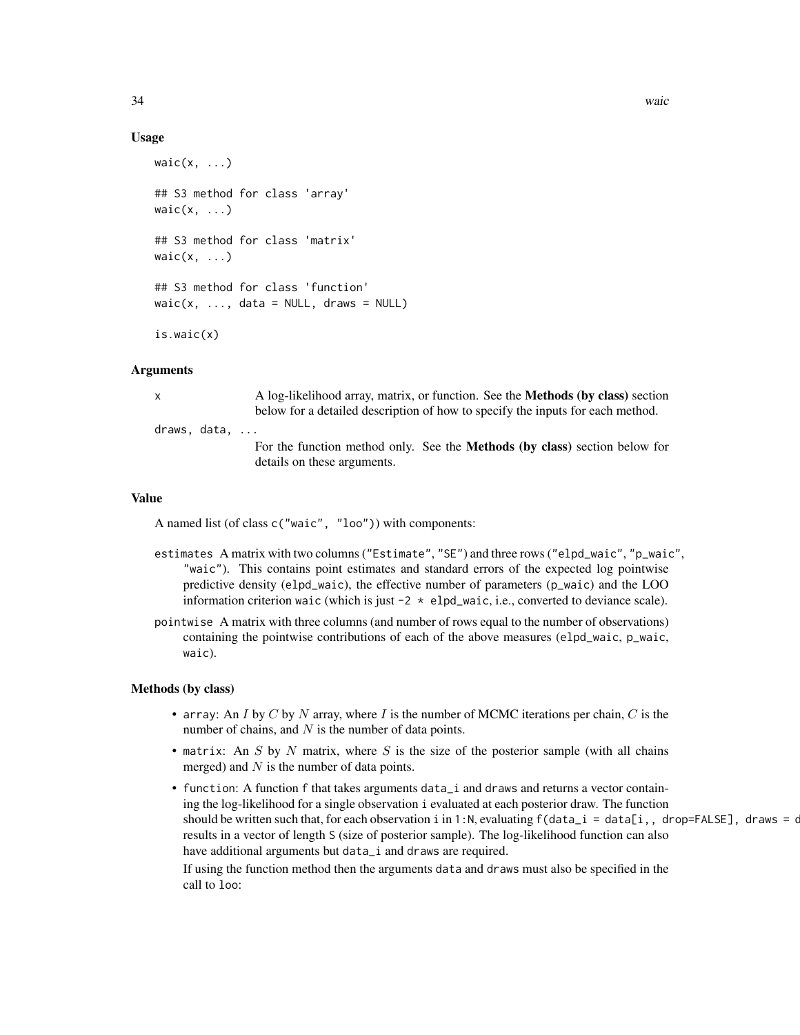### Usage

```
waic(x, ...)

## S3 method for class 'array'
waic(x, ...)

## S3 method for class 'matrix'
waic(x, ...)

## S3 method for class 'function'
waic(x, ..., data = NULL, draws = NULL)

is.waic(x)
```

### Arguments

| | |
|---|---|
| `x` | A log-likelihood array, matrix, or function. See the **Methods (by class)** section below for a detailed description of how to specify the inputs for each method. |
| `draws, data, ...` | For the function method only. See the **Methods (by class)** section below for details on these arguments. |

### Value

A named list (of class `c("waic", "loo")`) with components:

`estimates` A matrix with two columns (`"Estimate"`, `"SE"`) and three rows (`"elpd_waic"`, `"p_waic"`, `"waic"`). This contains point estimates and standard errors of the expected log pointwise predictive density (`elpd_waic`), the effective number of parameters (`p_waic`) and the LOO information criterion `waic` (which is just `-2 * elpd_waic`, i.e., converted to deviance scale).

`pointwise` A matrix with three columns (and number of rows equal to the number of observations) containing the pointwise contributions of each of the above measures (`elpd_waic`, `p_waic`, `waic`).

### Methods (by class)

- `array`: An $I$ by $C$ by $N$ array, where $I$ is the number of MCMC iterations per chain, $C$ is the number of chains, and $N$ is the number of data points.
- `matrix`: An $S$ by $N$ matrix, where $S$ is the size of the posterior sample (with all chains merged) and $N$ is the number of data points.
- `function`: A function `f` that takes arguments `data_i` and `draws` and returns a vector containing the log-likelihood for a single observation `i` evaluated at each posterior draw. The function should be written such that, for each observation `i` in `1:N`, evaluating `f(data_i = data[i,, drop=FALSE], draws = d` results in a vector of length `S` (size of posterior sample). The log-likelihood function can also have additional arguments but `data_i` and `draws` are required.

  If using the function method then the arguments `data` and `draws` must also be specified in the call to `loo`: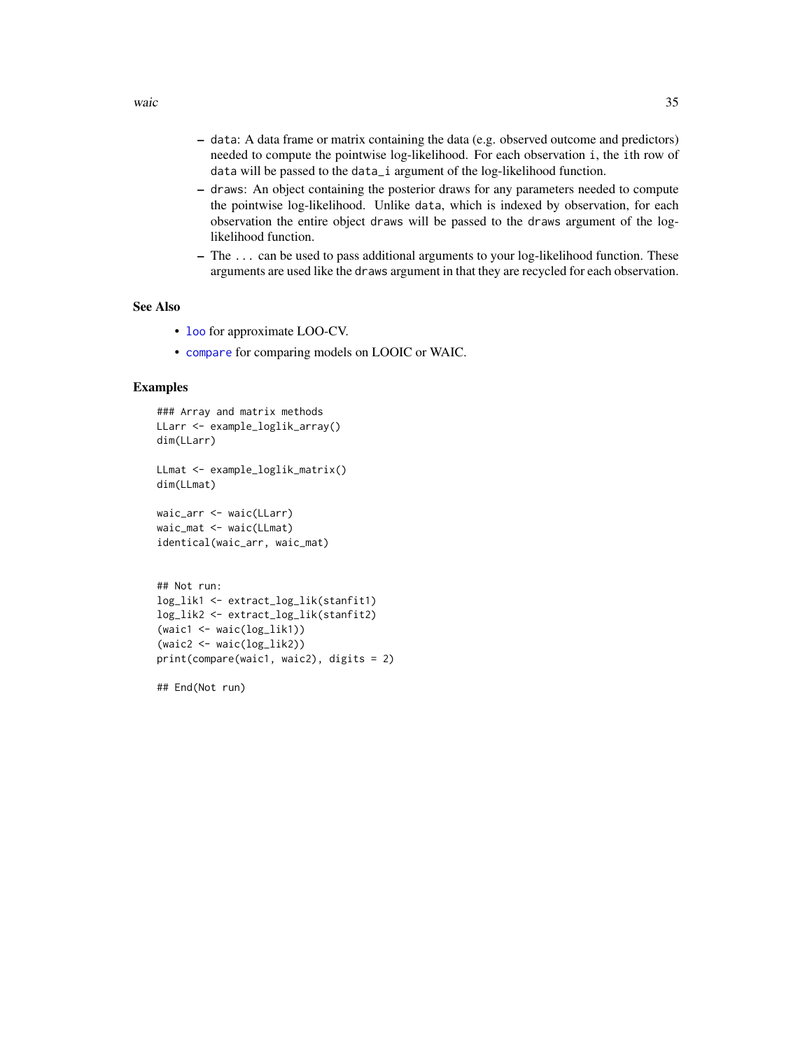- `data`: A data frame or matrix containing the data (e.g. observed outcome and predictors) needed to compute the pointwise log-likelihood. For each observation `i`, the `i`th row of `data` will be passed to the `data_i` argument of the log-likelihood function.
- `draws`: An object containing the posterior draws for any parameters needed to compute the pointwise log-likelihood. Unlike `data`, which is indexed by observation, for each observation the entire object `draws` will be passed to the `draws` argument of the log-likelihood function.
- The `...` can be used to pass additional arguments to your log-likelihood function. These arguments are used like the `draws` argument in that they are recycled for each observation.

## See Also

- `loo` for approximate LOO-CV.
- `compare` for comparing models on LOOIC or WAIC.

## Examples

```
### Array and matrix methods
LLarr <- example_loglik_array()
dim(LLarr)

LLmat <- example_loglik_matrix()
dim(LLmat)

waic_arr <- waic(LLarr)
waic_mat <- waic(LLmat)
identical(waic_arr, waic_mat)


## Not run:
log_lik1 <- extract_log_lik(stanfit1)
log_lik2 <- extract_log_lik(stanfit2)
(waic1 <- waic(log_lik1))
(waic2 <- waic(log_lik2))
print(compare(waic1, waic2), digits = 2)

## End(Not run)
```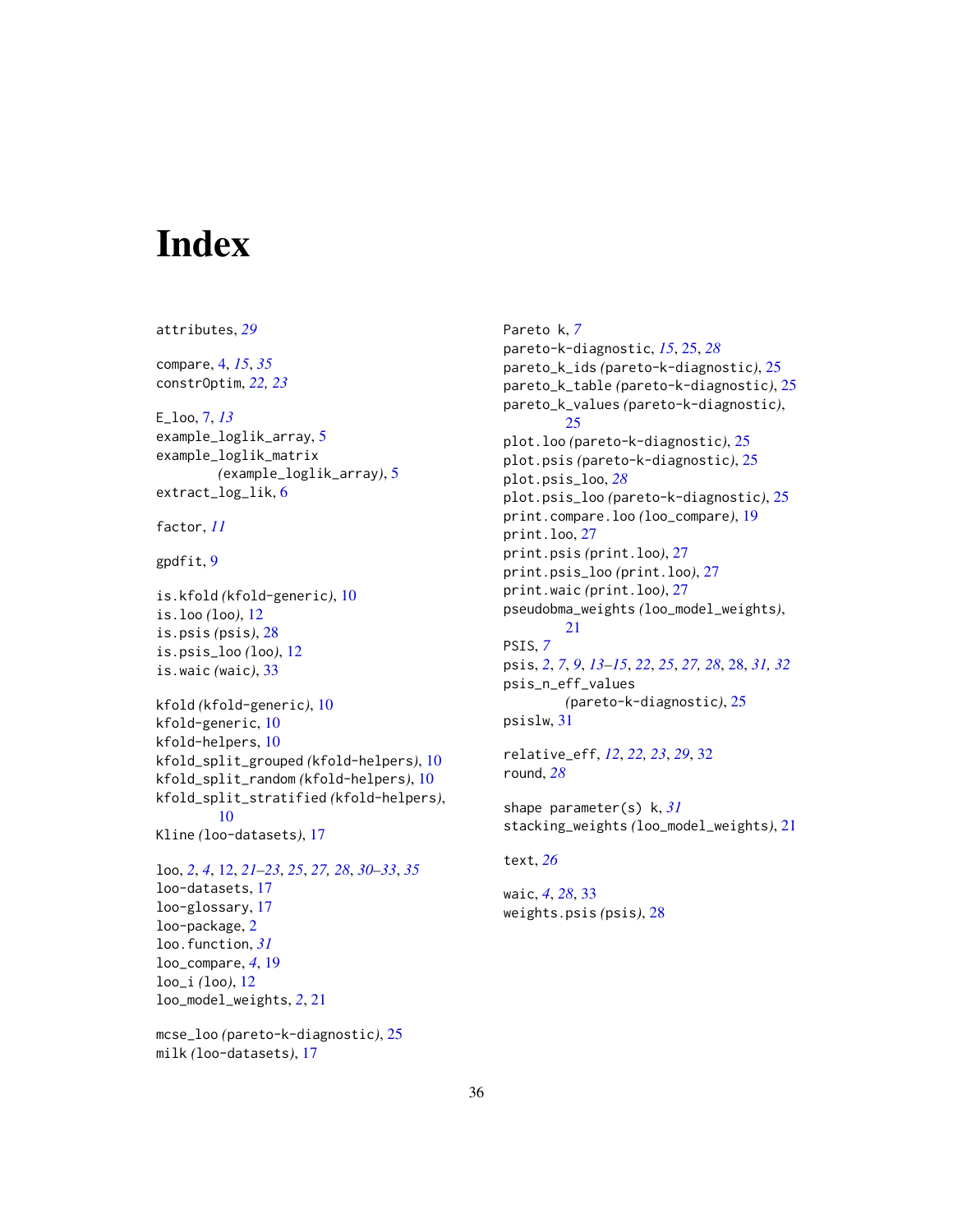# Index

attributes, *29*

compare, 4, *15*, *35*
constrOptim, *22, 23*

E_loo, 7, *13*
example_loglik_array, 5
example_loglik_matrix
  *(*example_loglik_array*)*, 5
extract_log_lik, 6

factor, *11*

gpdfit, 9

is.kfold *(*kfold-generic*)*, 10
is.loo *(*loo*)*, 12
is.psis *(*psis*)*, 28
is.psis_loo *(*loo*)*, 12
is.waic *(*waic*)*, 33

kfold *(*kfold-generic*)*, 10
kfold-generic, 10
kfold-helpers, 10
kfold_split_grouped *(*kfold-helpers*)*, 10
kfold_split_random *(*kfold-helpers*)*, 10
kfold_split_stratified *(*kfold-helpers*)*,
  10
Kline *(*loo-datasets*)*, 17

loo, *2*, *4*, 12, *21–23*, *25*, *27, 28*, *30–33*, *35*
loo-datasets, 17
loo-glossary, 17
loo-package, 2
loo.function, *31*
loo_compare, *4*, 19
loo_i *(*loo*)*, 12
loo_model_weights, *2*, 21

mcse_loo *(*pareto-k-diagnostic*)*, 25
milk *(*loo-datasets*)*, 17

Pareto k, *7*
pareto-k-diagnostic, *15*, 25, *28*
pareto_k_ids *(*pareto-k-diagnostic*)*, 25
pareto_k_table *(*pareto-k-diagnostic*)*, 25
pareto_k_values *(*pareto-k-diagnostic*)*,
  25
plot.loo *(*pareto-k-diagnostic*)*, 25
plot.psis *(*pareto-k-diagnostic*)*, 25
plot.psis_loo, *28*
plot.psis_loo *(*pareto-k-diagnostic*)*, 25
print.compare.loo *(*loo_compare*)*, 19
print.loo, 27
print.psis *(*print.loo*)*, 27
print.psis_loo *(*print.loo*)*, 27
print.waic *(*print.loo*)*, 27
pseudobma_weights *(*loo_model_weights*)*,
  21
PSIS, *7*
psis, *2*, *7*, *9*, *13–15*, *22*, *25*, *27, 28*, 28, *31, 32*
psis_n_eff_values
  *(*pareto-k-diagnostic*)*, 25
psislw, 31

relative_eff, *12*, *22, 23*, *29*, 32
round, *28*

shape parameter(s) k, *31*
stacking_weights *(*loo_model_weights*)*, 21

text, *26*

waic, *4*, *28*, 33
weights.psis *(*psis*)*, 28